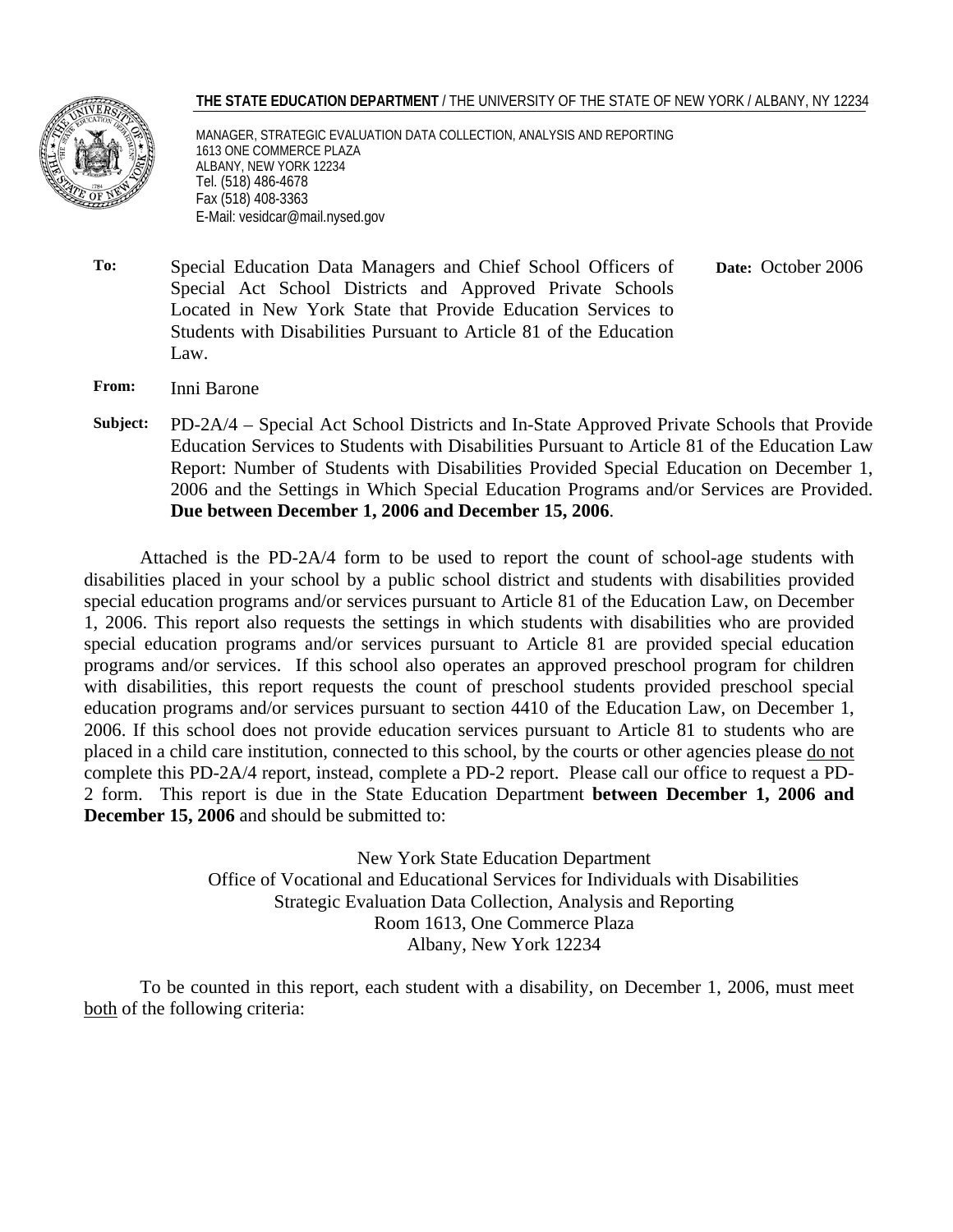**THE STATE EDUCATION DEPARTMENT** / THE UNIVERSITY OF THE STATE OF NEW YORK / ALBANY, NY 12234

MANAGER, STRATEGIC EVALUATION DATA COLLECTION, ANALYSIS AND REPORTING
1613 ONE COMMERCE PLAZA
ALBANY, NEW YORK 12234
Tel. (518) 486-4678
Fax (518) 408-3363
E-Mail: vesidcar@mail.nysed.gov

**To:** Special Education Data Managers and Chief School Officers of Special Act School Districts and Approved Private Schools Located in New York State that Provide Education Services to Students with Disabilities Pursuant to Article 81 of the Education Law.

**Date:** October 2006

**From:** Inni Barone

**Subject:** PD-2A/4 – Special Act School Districts and In-State Approved Private Schools that Provide Education Services to Students with Disabilities Pursuant to Article 81 of the Education Law Report: Number of Students with Disabilities Provided Special Education on December 1, 2006 and the Settings in Which Special Education Programs and/or Services are Provided. **Due between December 1, 2006 and December 15, 2006**.

Attached is the PD-2A/4 form to be used to report the count of school-age students with disabilities placed in your school by a public school district and students with disabilities provided special education programs and/or services pursuant to Article 81 of the Education Law, on December 1, 2006. This report also requests the settings in which students with disabilities who are provided special education programs and/or services pursuant to Article 81 are provided special education programs and/or services. If this school also operates an approved preschool program for children with disabilities, this report requests the count of preschool students provided preschool special education programs and/or services pursuant to section 4410 of the Education Law, on December 1, 2006. If this school does not provide education services pursuant to Article 81 to students who are placed in a child care institution, connected to this school, by the courts or other agencies please do not complete this PD-2A/4 report, instead, complete a PD-2 report. Please call our office to request a PD-2 form. This report is due in the State Education Department **between December 1, 2006 and December 15, 2006** and should be submitted to:

New York State Education Department
Office of Vocational and Educational Services for Individuals with Disabilities
Strategic Evaluation Data Collection, Analysis and Reporting
Room 1613, One Commerce Plaza
Albany, New York 12234

To be counted in this report, each student with a disability, on December 1, 2006, must meet both of the following criteria: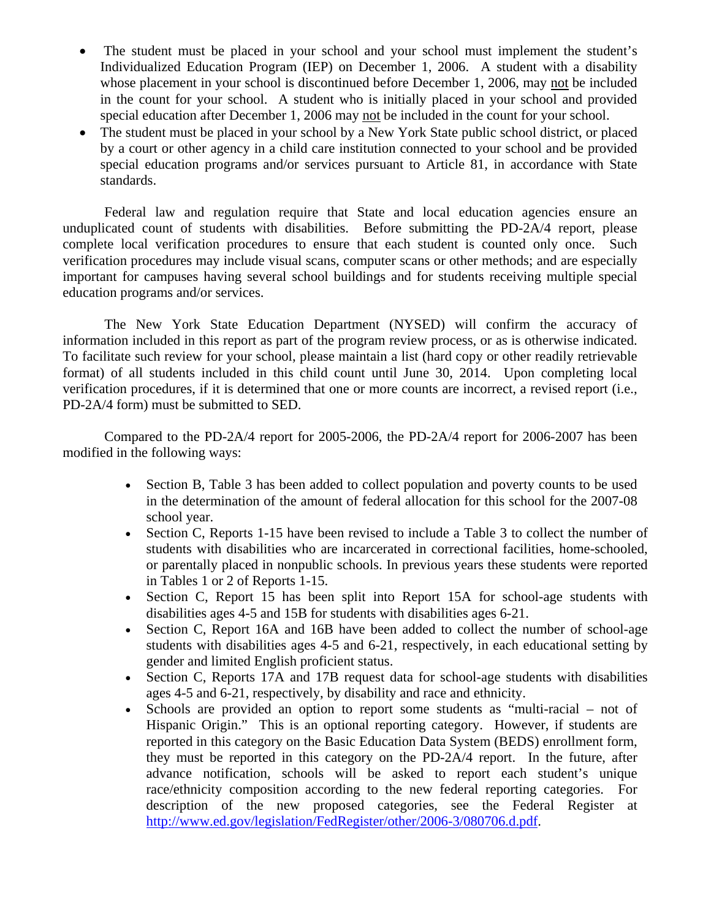- The student must be placed in your school and your school must implement the student's Individualized Education Program (IEP) on December 1, 2006. A student with a disability whose placement in your school is discontinued before December 1, 2006, may not be included in the count for your school. A student who is initially placed in your school and provided special education after December 1, 2006 may not be included in the count for your school.
- The student must be placed in your school by a New York State public school district, or placed by a court or other agency in a child care institution connected to your school and be provided special education programs and/or services pursuant to Article 81, in accordance with State standards.

Federal law and regulation require that State and local education agencies ensure an unduplicated count of students with disabilities. Before submitting the PD-2A/4 report, please complete local verification procedures to ensure that each student is counted only once. Such verification procedures may include visual scans, computer scans or other methods; and are especially important for campuses having several school buildings and for students receiving multiple special education programs and/or services.

The New York State Education Department (NYSED) will confirm the accuracy of information included in this report as part of the program review process, or as is otherwise indicated. To facilitate such review for your school, please maintain a list (hard copy or other readily retrievable format) of all students included in this child count until June 30, 2014. Upon completing local verification procedures, if it is determined that one or more counts are incorrect, a revised report (i.e., PD-2A/4 form) must be submitted to SED.

Compared to the PD-2A/4 report for 2005-2006, the PD-2A/4 report for 2006-2007 has been modified in the following ways:

- Section B, Table 3 has been added to collect population and poverty counts to be used in the determination of the amount of federal allocation for this school for the 2007-08 school year.
- Section C, Reports 1-15 have been revised to include a Table 3 to collect the number of students with disabilities who are incarcerated in correctional facilities, home-schooled, or parentally placed in nonpublic schools. In previous years these students were reported in Tables 1 or 2 of Reports 1-15.
- Section C, Report 15 has been split into Report 15A for school-age students with disabilities ages 4-5 and 15B for students with disabilities ages 6-21.
- Section C, Report 16A and 16B have been added to collect the number of school-age students with disabilities ages 4-5 and 6-21, respectively, in each educational setting by gender and limited English proficient status.
- Section C, Reports 17A and 17B request data for school-age students with disabilities ages 4-5 and 6-21, respectively, by disability and race and ethnicity.
- Schools are provided an option to report some students as "multi-racial – not of Hispanic Origin." This is an optional reporting category. However, if students are reported in this category on the Basic Education Data System (BEDS) enrollment form, they must be reported in this category on the PD-2A/4 report. In the future, after advance notification, schools will be asked to report each student's unique race/ethnicity composition according to the new federal reporting categories. For description of the new proposed categories, see the Federal Register at http://www.ed.gov/legislation/FedRegister/other/2006-3/080706.d.pdf.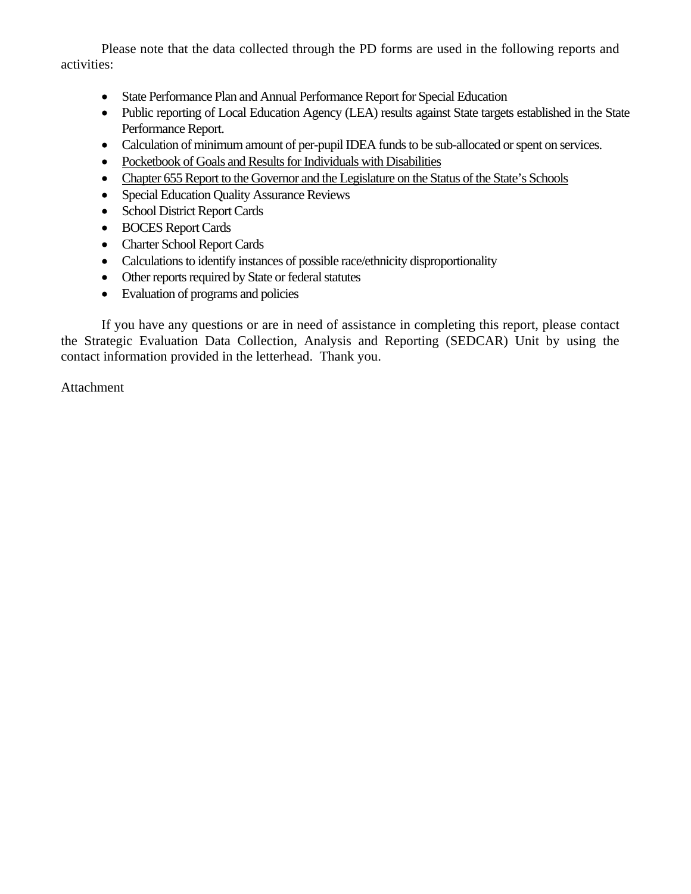Please note that the data collected through the PD forms are used in the following reports and activities:

- State Performance Plan and Annual Performance Report for Special Education
- Public reporting of Local Education Agency (LEA) results against State targets established in the State Performance Report.
- Calculation of minimum amount of per-pupil IDEA funds to be sub-allocated or spent on services.
- Pocketbook of Goals and Results for Individuals with Disabilities
- Chapter 655 Report to the Governor and the Legislature on the Status of the State's Schools
- Special Education Quality Assurance Reviews
- School District Report Cards
- BOCES Report Cards
- Charter School Report Cards
- Calculations to identify instances of possible race/ethnicity disproportionality
- Other reports required by State or federal statutes
- Evaluation of programs and policies

If you have any questions or are in need of assistance in completing this report, please contact the Strategic Evaluation Data Collection, Analysis and Reporting (SEDCAR) Unit by using the contact information provided in the letterhead. Thank you.

Attachment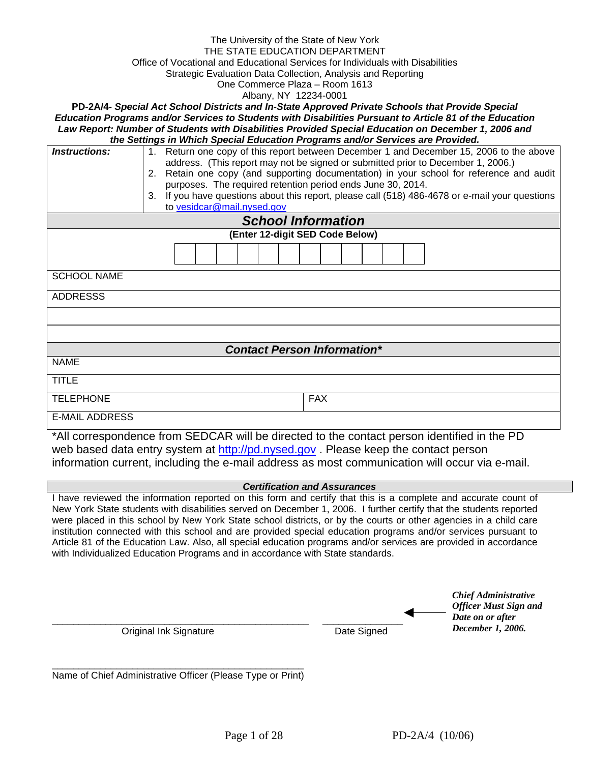The University of the State of New York
THE STATE EDUCATION DEPARTMENT
Office of Vocational and Educational Services for Individuals with Disabilities
Strategic Evaluation Data Collection, Analysis and Reporting
One Commerce Plaza – Room 1613
Albany, NY 12234-0001

**PD-2A/4-** ***Special Act School Districts and In-State Approved Private Schools that Provide Special Education Programs and/or Services to Students with Disabilities Pursuant to Article 81 of the Education Law Report: Number of Students with Disabilities Provided Special Education on December 1, 2006 and the Settings in Which Special Education Programs and/or Services are Provided.***

| ***Instructions:*** | 1. Return one copy of this report between December 1 and December 15, 2006 to the above address. (This report may not be signed or submitted prior to December 1, 2006.)<br>2. Retain one copy (and supporting documentation) in your school for reference and audit purposes. The required retention period ends June 30, 2014.<br>3. If you have questions about this report, please call (518) 486-4678 or e-mail your questions to vesidcar@mail.nysed.gov |
|---|---|

## *School Information*

**(Enter 12-digit SED Code Below)**

| | | | | | | | | | | | |
|---|---|---|---|---|---|---|---|---|---|---|---|
| | | | | | | | | | | | |

SCHOOL NAME

ADDRESSS

## *Contact Person Information**

| | |
|---|---|
| NAME | |
| TITLE | |
| TELEPHONE | FAX |
| E-MAIL ADDRESS | |

*All correspondence from SEDCAR will be directed to the contact person identified in the PD web based data entry system at http://pd.nysed.gov . Please keep the contact person information current, including the e-mail address as most communication will occur via e-mail.

***Certification and Assurances***

I have reviewed the information reported on this form and certify that this is a complete and accurate count of New York State students with disabilities served on December 1, 2006. I further certify that the students reported were placed in this school by New York State school districts, or by the courts or other agencies in a child care institution connected with this school and are provided special education programs and/or services pursuant to Article 81 of the Education Law. Also, all special education programs and/or services are provided in accordance with Individualized Education Programs and in accordance with State standards.

_______________________________________________ Original Ink Signature

______________ Date Signed

← ***Chief Administrative Officer Must Sign and Date on or after December 1, 2006.***

_______________________________________________ Name of Chief Administrative Officer (Please Type or Print)

PD-2A/4 (10/06)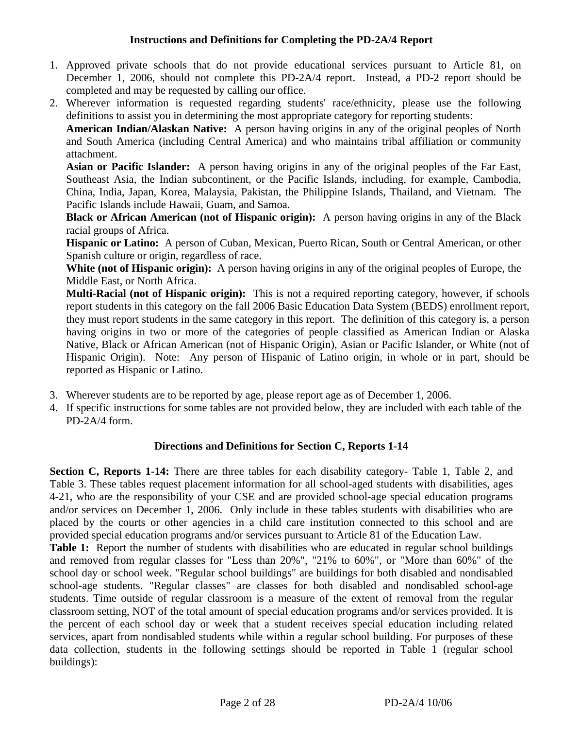### Instructions and Definitions for Completing the PD-2A/4 Report

1. Approved private schools that do not provide educational services pursuant to Article 81, on December 1, 2006, should not complete this PD-2A/4 report. Instead, a PD-2 report should be completed and may be requested by calling our office.
2. Wherever information is requested regarding students' race/ethnicity, please use the following definitions to assist you in determining the most appropriate category for reporting students:

   **American Indian/Alaskan Native:** A person having origins in any of the original peoples of North and South America (including Central America) and who maintains tribal affiliation or community attachment.

   **Asian or Pacific Islander:** A person having origins in any of the original peoples of the Far East, Southeast Asia, the Indian subcontinent, or the Pacific Islands, including, for example, Cambodia, China, India, Japan, Korea, Malaysia, Pakistan, the Philippine Islands, Thailand, and Vietnam. The Pacific Islands include Hawaii, Guam, and Samoa.

   **Black or African American (not of Hispanic origin):** A person having origins in any of the Black racial groups of Africa.

   **Hispanic or Latino:** A person of Cuban, Mexican, Puerto Rican, South or Central American, or other Spanish culture or origin, regardless of race.

   **White (not of Hispanic origin):** A person having origins in any of the original peoples of Europe, the Middle East, or North Africa.

   **Multi-Racial (not of Hispanic origin):** This is not a required reporting category, however, if schools report students in this category on the fall 2006 Basic Education Data System (BEDS) enrollment report, they must report students in the same category in this report. The definition of this category is, a person having origins in two or more of the categories of people classified as American Indian or Alaska Native, Black or African American (not of Hispanic Origin), Asian or Pacific Islander, or White (not of Hispanic Origin). Note: Any person of Hispanic of Latino origin, in whole or in part, should be reported as Hispanic or Latino.

3. Wherever students are to be reported by age, please report age as of December 1, 2006.
4. If specific instructions for some tables are not provided below, they are included with each table of the PD-2A/4 form.

### Directions and Definitions for Section C, Reports 1-14

**Section C, Reports 1-14:** There are three tables for each disability category- Table 1, Table 2, and Table 3. These tables request placement information for all school-aged students with disabilities, ages 4-21, who are the responsibility of your CSE and are provided school-age special education programs and/or services on December 1, 2006. Only include in these tables students with disabilities who are placed by the courts or other agencies in a child care institution connected to this school and are provided special education programs and/or services pursuant to Article 81 of the Education Law.

**Table 1:** Report the number of students with disabilities who are educated in regular school buildings and removed from regular classes for "Less than 20%", "21% to 60%", or "More than 60%" of the school day or school week. "Regular school buildings" are buildings for both disabled and nondisabled school-age students. "Regular classes" are classes for both disabled and nondisabled school-age students. Time outside of regular classroom is a measure of the extent of removal from the regular classroom setting, NOT of the total amount of special education programs and/or services provided. It is the percent of each school day or week that a student receives special education including related services, apart from nondisabled students while within a regular school building. For purposes of these data collection, students in the following settings should be reported in Table 1 (regular school buildings):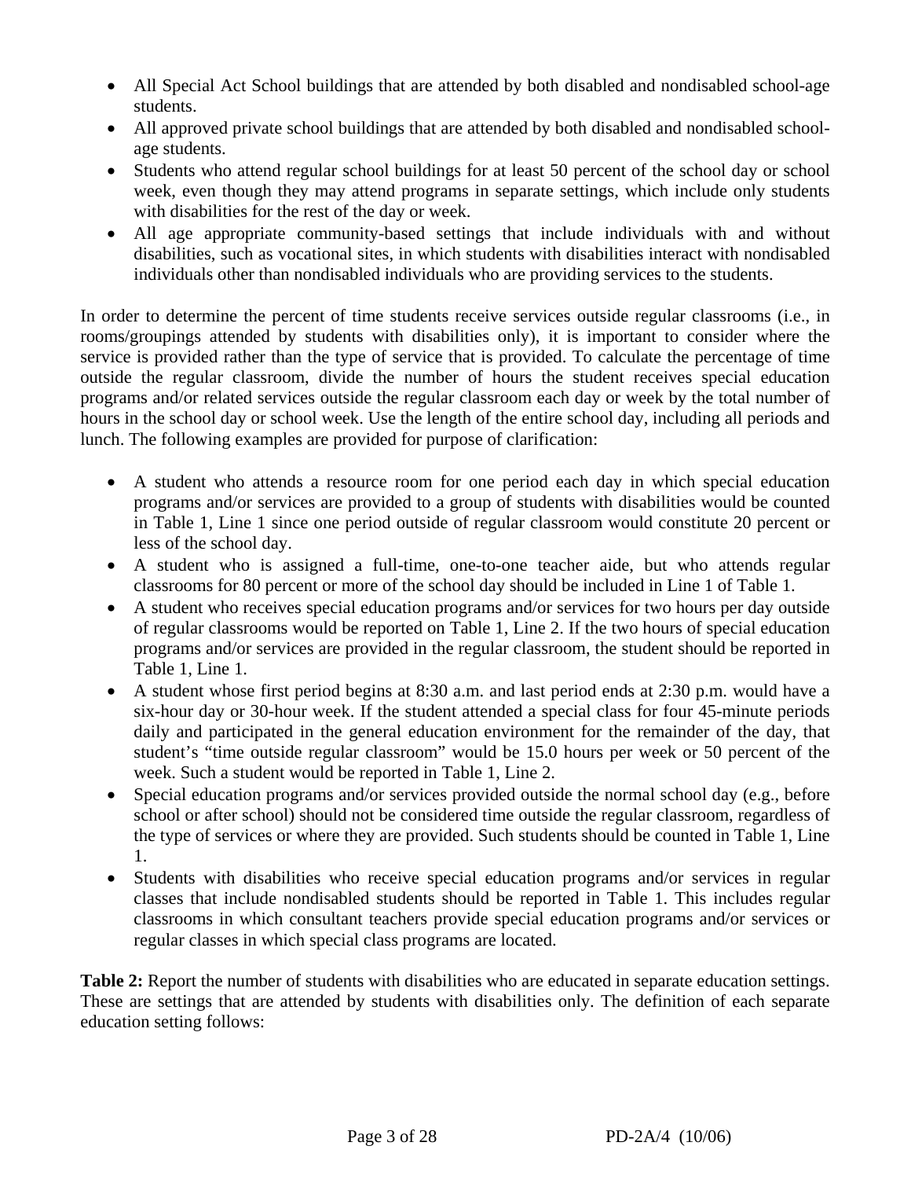- All Special Act School buildings that are attended by both disabled and nondisabled school-age students.
- All approved private school buildings that are attended by both disabled and nondisabled school-age students.
- Students who attend regular school buildings for at least 50 percent of the school day or school week, even though they may attend programs in separate settings, which include only students with disabilities for the rest of the day or week.
- All age appropriate community-based settings that include individuals with and without disabilities, such as vocational sites, in which students with disabilities interact with nondisabled individuals other than nondisabled individuals who are providing services to the students.

In order to determine the percent of time students receive services outside regular classrooms (i.e., in rooms/groupings attended by students with disabilities only), it is important to consider where the service is provided rather than the type of service that is provided. To calculate the percentage of time outside the regular classroom, divide the number of hours the student receives special education programs and/or related services outside the regular classroom each day or week by the total number of hours in the school day or school week. Use the length of the entire school day, including all periods and lunch. The following examples are provided for purpose of clarification:

- A student who attends a resource room for one period each day in which special education programs and/or services are provided to a group of students with disabilities would be counted in Table 1, Line 1 since one period outside of regular classroom would constitute 20 percent or less of the school day.
- A student who is assigned a full-time, one-to-one teacher aide, but who attends regular classrooms for 80 percent or more of the school day should be included in Line 1 of Table 1.
- A student who receives special education programs and/or services for two hours per day outside of regular classrooms would be reported on Table 1, Line 2. If the two hours of special education programs and/or services are provided in the regular classroom, the student should be reported in Table 1, Line 1.
- A student whose first period begins at 8:30 a.m. and last period ends at 2:30 p.m. would have a six-hour day or 30-hour week. If the student attended a special class for four 45-minute periods daily and participated in the general education environment for the remainder of the day, that student's "time outside regular classroom" would be 15.0 hours per week or 50 percent of the week. Such a student would be reported in Table 1, Line 2.
- Special education programs and/or services provided outside the normal school day (e.g., before school or after school) should not be considered time outside the regular classroom, regardless of the type of services or where they are provided. Such students should be counted in Table 1, Line 1.
- Students with disabilities who receive special education programs and/or services in regular classes that include nondisabled students should be reported in Table 1. This includes regular classrooms in which consultant teachers provide special education programs and/or services or regular classes in which special class programs are located.

**Table 2:** Report the number of students with disabilities who are educated in separate education settings. These are settings that are attended by students with disabilities only. The definition of each separate education setting follows: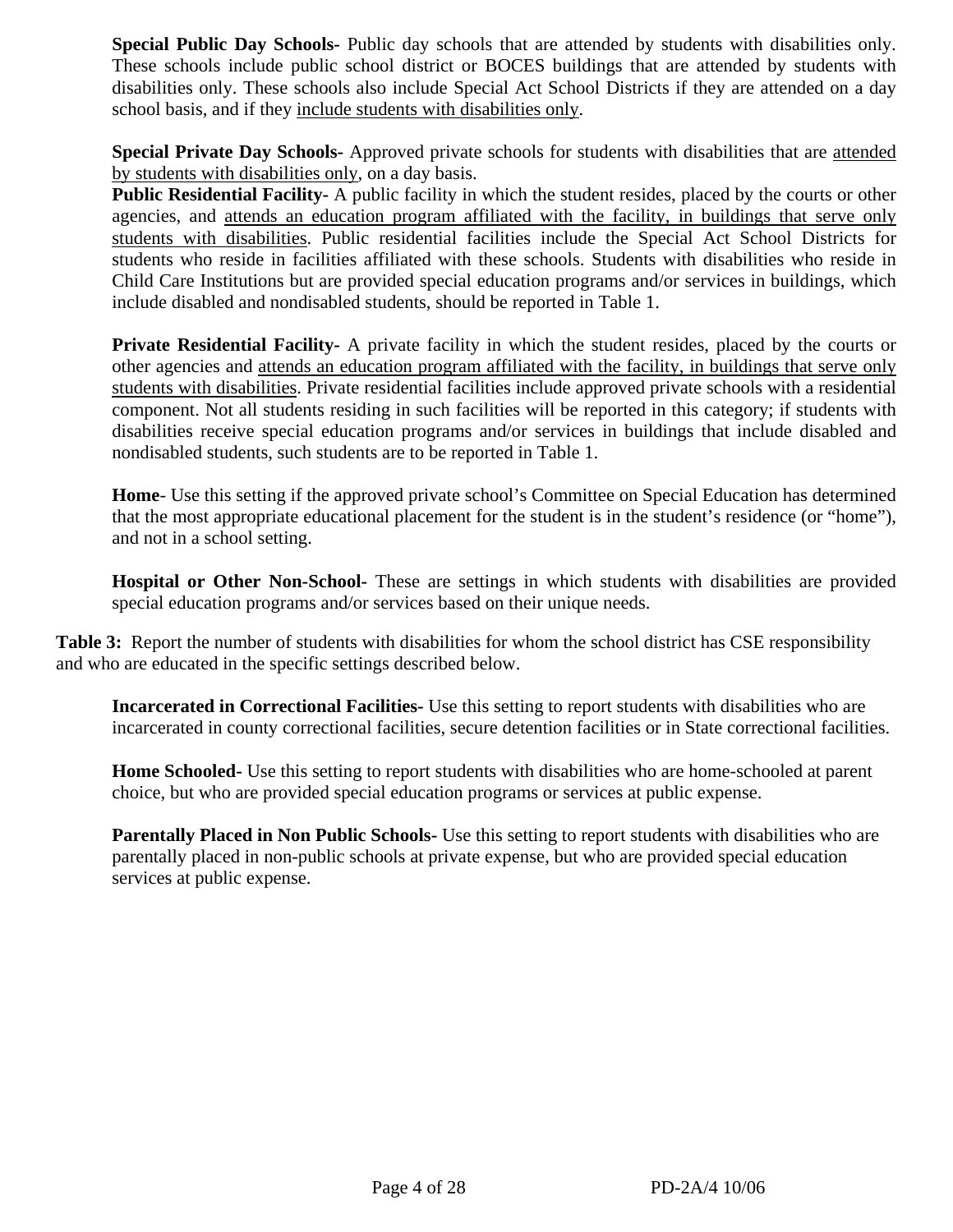**Special Public Day Schools-** Public day schools that are attended by students with disabilities only. These schools include public school district or BOCES buildings that are attended by students with disabilities only. These schools also include Special Act School Districts if they are attended on a day school basis, and if they include students with disabilities only.

**Special Private Day Schools-** Approved private schools for students with disabilities that are attended by students with disabilities only, on a day basis.

**Public Residential Facility-** A public facility in which the student resides, placed by the courts or other agencies, and attends an education program affiliated with the facility, in buildings that serve only students with disabilities. Public residential facilities include the Special Act School Districts for students who reside in facilities affiliated with these schools. Students with disabilities who reside in Child Care Institutions but are provided special education programs and/or services in buildings, which include disabled and nondisabled students, should be reported in Table 1.

**Private Residential Facility-** A private facility in which the student resides, placed by the courts or other agencies and attends an education program affiliated with the facility, in buildings that serve only students with disabilities. Private residential facilities include approved private schools with a residential component. Not all students residing in such facilities will be reported in this category; if students with disabilities receive special education programs and/or services in buildings that include disabled and nondisabled students, such students are to be reported in Table 1.

**Home**- Use this setting if the approved private school's Committee on Special Education has determined that the most appropriate educational placement for the student is in the student's residence (or "home"), and not in a school setting.

**Hospital or Other Non-School-** These are settings in which students with disabilities are provided special education programs and/or services based on their unique needs.

**Table 3:** Report the number of students with disabilities for whom the school district has CSE responsibility and who are educated in the specific settings described below.

**Incarcerated in Correctional Facilities-** Use this setting to report students with disabilities who are incarcerated in county correctional facilities, secure detention facilities or in State correctional facilities.

**Home Schooled-** Use this setting to report students with disabilities who are home-schooled at parent choice, but who are provided special education programs or services at public expense.

**Parentally Placed in Non Public Schools-** Use this setting to report students with disabilities who are parentally placed in non-public schools at private expense, but who are provided special education services at public expense.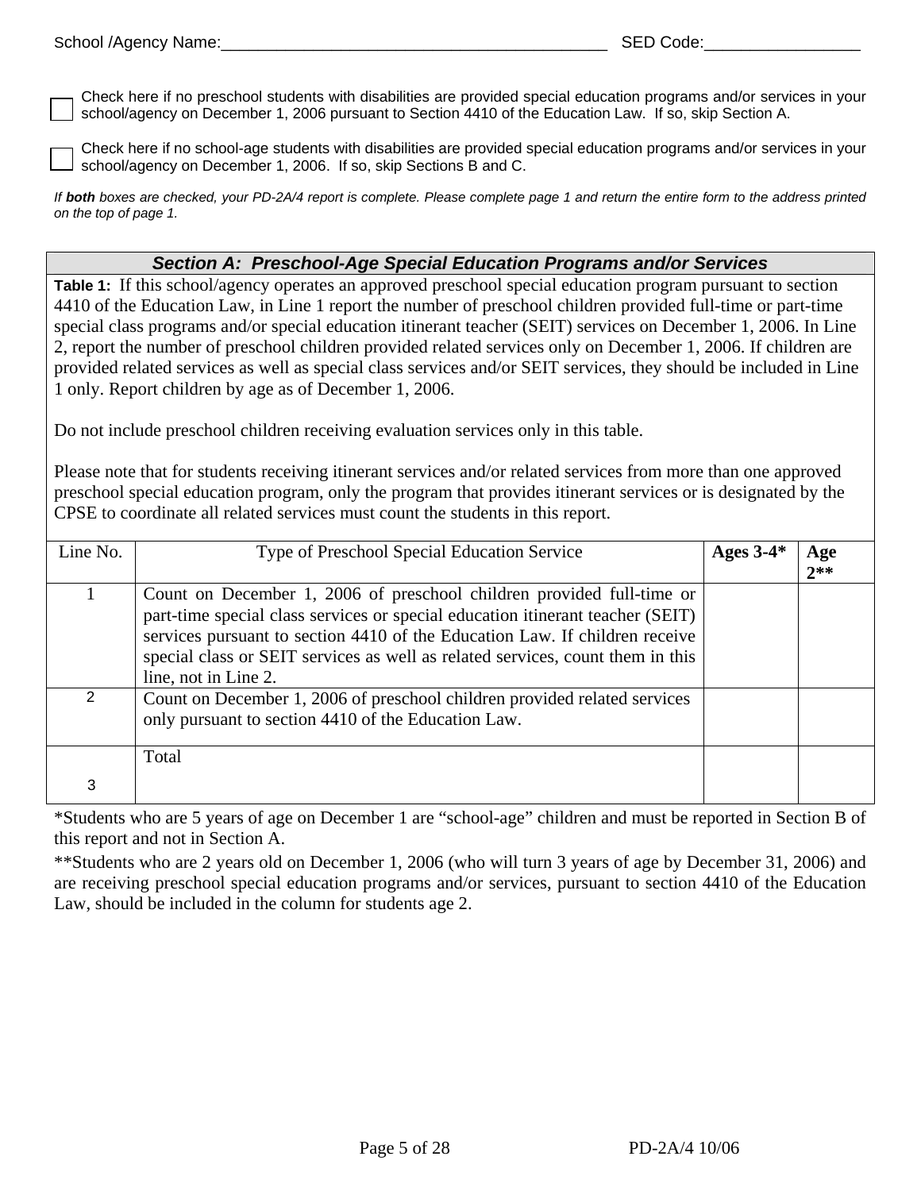School /Agency Name:_________________________________________ SED Code:_________________

☐ Check here if no preschool students with disabilities are provided special education programs and/or services in your school/agency on December 1, 2006 pursuant to Section 4410 of the Education Law. If so, skip Section A.

☐ Check here if no school-age students with disabilities are provided special education programs and/or services in your school/agency on December 1, 2006. If so, skip Sections B and C.

*If **both** boxes are checked, your PD-2A/4 report is complete. Please complete page 1 and return the entire form to the address printed on the top of page 1.*

## *Section A: Preschool-Age Special Education Programs and/or Services*

**Table 1:** If this school/agency operates an approved preschool special education program pursuant to section 4410 of the Education Law, in Line 1 report the number of preschool children provided full-time or part-time special class programs and/or special education itinerant teacher (SEIT) services on December 1, 2006. In Line 2, report the number of preschool children provided related services only on December 1, 2006. If children are provided related services as well as special class services and/or SEIT services, they should be included in Line 1 only. Report children by age as of December 1, 2006.

Do not include preschool children receiving evaluation services only in this table.

Please note that for students receiving itinerant services and/or related services from more than one approved preschool special education program, only the program that provides itinerant services or is designated by the CPSE to coordinate all related services must count the students in this report.

| Line No. | Type of Preschool Special Education Service | Ages 3-4* | Age 2** |
|---|---|---|---|
| 1 | Count on December 1, 2006 of preschool children provided full-time or part-time special class services or special education itinerant teacher (SEIT) services pursuant to section 4410 of the Education Law. If children receive special class or SEIT services as well as related services, count them in this line, not in Line 2. | | |
| 2 | Count on December 1, 2006 of preschool children provided related services only pursuant to section 4410 of the Education Law. | | |
| 3 | Total | | |

*Students who are 5 years of age on December 1 are "school-age" children and must be reported in Section B of this report and not in Section A.

**Students who are 2 years old on December 1, 2006 (who will turn 3 years of age by December 31, 2006) and are receiving preschool special education programs and/or services, pursuant to section 4410 of the Education Law, should be included in the column for students age 2.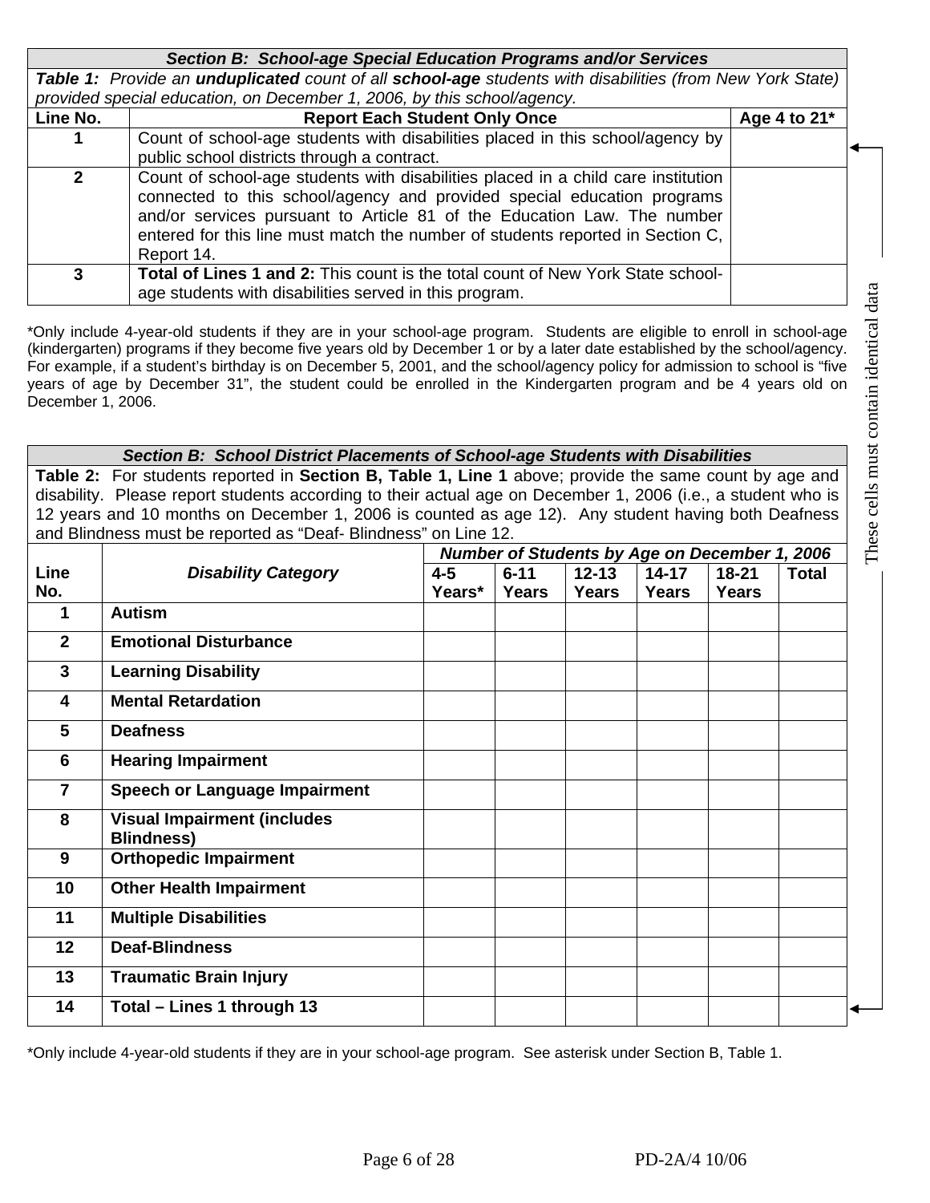### *Section B: School-age Special Education Programs and/or Services*

***Table 1:*** *Provide an* ***unduplicated*** *count of all* ***school-age*** *students with disabilities (from New York State) provided special education, on December 1, 2006, by this school/agency.*

| Line No. | Report Each Student Only Once | Age 4 to 21* |
|---|---|---|
| 1 | Count of school-age students with disabilities placed in this school/agency by public school districts through a contract. | |
| 2 | Count of school-age students with disabilities placed in a child care institution connected to this school/agency and provided special education programs and/or services pursuant to Article 81 of the Education Law. The number entered for this line must match the number of students reported in Section C, Report 14. | |
| 3 | **Total of Lines 1 and 2:** This count is the total count of New York State school-age students with disabilities served in this program. | |

*Only include 4-year-old students if they are in your school-age program. Students are eligible to enroll in school-age (kindergarten) programs if they become five years old by December 1 or by a later date established by the school/agency. For example, if a student's birthday is on December 5, 2001, and the school/agency policy for admission to school is "five years of age by December 31", the student could be enrolled in the Kindergarten program and be 4 years old on December 1, 2006.

### *Section B: School District Placements of School-age Students with Disabilities*

**Table 2:** For students reported in **Section B, Table 1, Line 1** above; provide the same count by age and disability. Please report students according to their actual age on December 1, 2006 (i.e., a student who is 12 years and 10 months on December 1, 2006 is counted as age 12). Any student having both Deafness and Blindness must be reported as "Deaf- Blindness" on Line 12.

| | | ***Number of Students by Age on December 1, 2006*** | | | | | |
|---|---|---|---|---|---|---|---|
| **Line No.** | ***Disability Category*** | **4-5 Years*** | **6-11 Years** | **12-13 Years** | **14-17 Years** | **18-21 Years** | **Total** |
| 1 | **Autism** | | | | | | |
| 2 | **Emotional Disturbance** | | | | | | |
| 3 | **Learning Disability** | | | | | | |
| 4 | **Mental Retardation** | | | | | | |
| 5 | **Deafness** | | | | | | |
| 6 | **Hearing Impairment** | | | | | | |
| 7 | **Speech or Language Impairment** | | | | | | |
| 8 | **Visual Impairment (includes Blindness)** | | | | | | |
| 9 | **Orthopedic Impairment** | | | | | | |
| 10 | **Other Health Impairment** | | | | | | |
| 11 | **Multiple Disabilities** | | | | | | |
| 12 | **Deaf-Blindness** | | | | | | |
| 13 | **Traumatic Brain Injury** | | | | | | |
| 14 | **Total – Lines 1 through 13** | | | | | | |

These cells must contain identical data

*Only include 4-year-old students if they are in your school-age program. See asterisk under Section B, Table 1.

PD-2A/4 10/06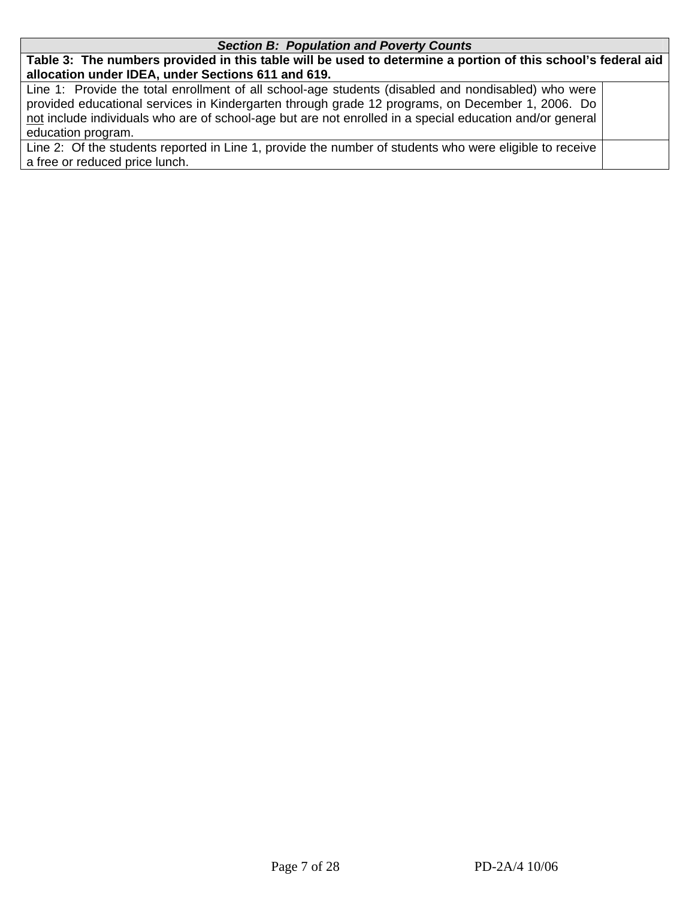| *Section B: Population and Poverty Counts* | |
|---|---|
| **Table 3: The numbers provided in this table will be used to determine a portion of this school's federal aid allocation under IDEA, under Sections 611 and 619.** | |
| Line 1: Provide the total enrollment of all school-age students (disabled and nondisabled) who were provided educational services in Kindergarten through grade 12 programs, on December 1, 2006. Do not include individuals who are of school-age but are not enrolled in a special education and/or general education program. | |
| Line 2: Of the students reported in Line 1, provide the number of students who were eligible to receive a free or reduced price lunch. | |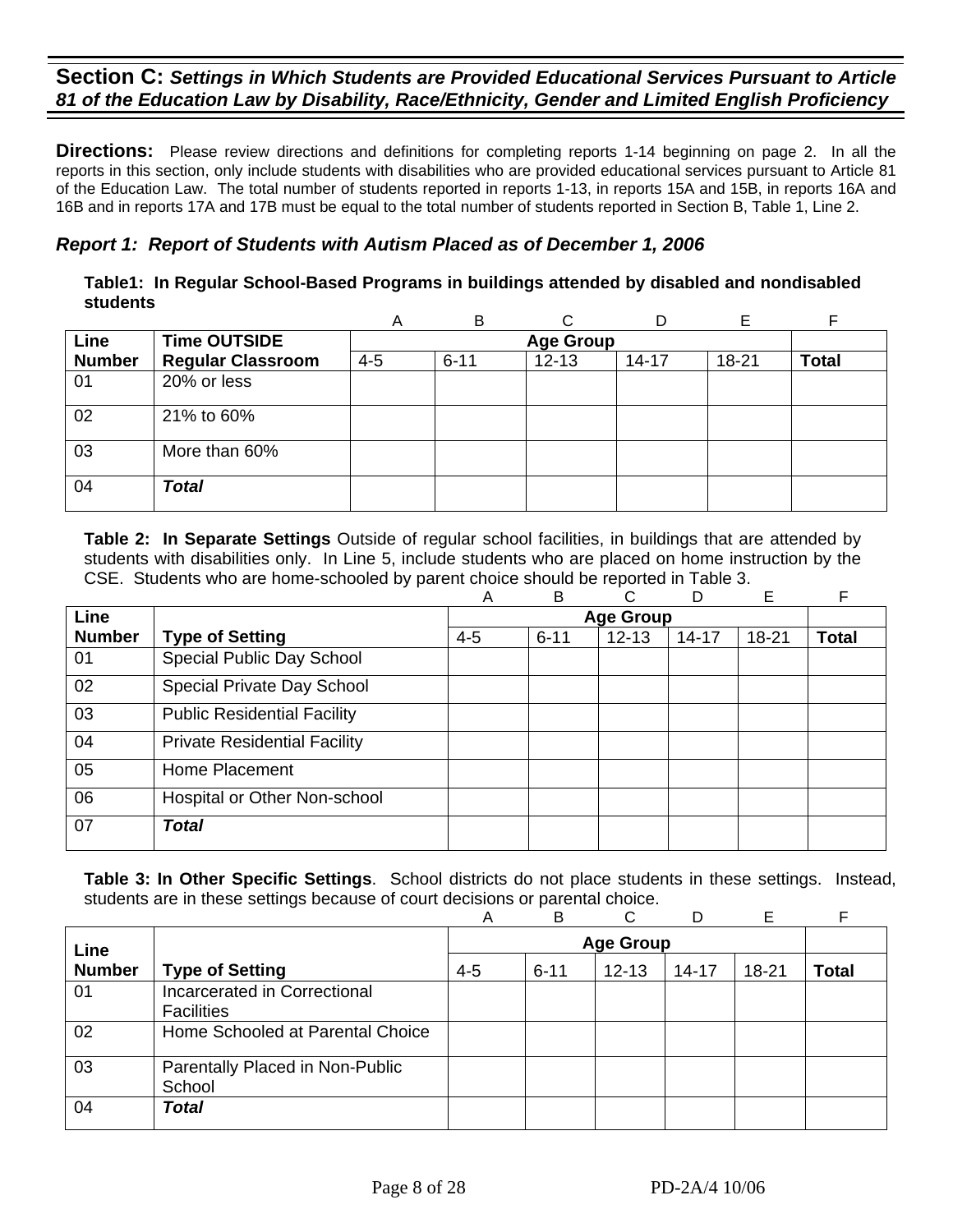## Section C: *Settings in Which Students are Provided Educational Services Pursuant to Article 81 of the Education Law by Disability, Race/Ethnicity, Gender and Limited English Proficiency*

**Directions:** Please review directions and definitions for completing reports 1-14 beginning on page 2. In all the reports in this section, only include students with disabilities who are provided educational services pursuant to Article 81 of the Education Law. The total number of students reported in reports 1-13, in reports 15A and 15B, in reports 16A and 16B and in reports 17A and 17B must be equal to the total number of students reported in Section B, Table 1, Line 2.

### *Report 1: Report of Students with Autism Placed as of December 1, 2006*

**Table1: In Regular School-Based Programs in buildings attended by disabled and nondisabled students**

| | | A | B | C | D | E | F |
|---|---|---|---|---|---|---|---|
| **Line Number** | **Time OUTSIDE Regular Classroom** | **Age Group** | | | | | |
| | | 4-5 | 6-11 | 12-13 | 14-17 | 18-21 | **Total** |
| 01 | 20% or less | | | | | | |
| 02 | 21% to 60% | | | | | | |
| 03 | More than 60% | | | | | | |
| 04 | ***Total*** | | | | | | |

**Table 2: In Separate Settings** Outside of regular school facilities, in buildings that are attended by students with disabilities only. In Line 5, include students who are placed on home instruction by the CSE. Students who are home-schooled by parent choice should be reported in Table 3.

| | | A | B | C | D | E | F |
|---|---|---|---|---|---|---|---|
| **Line Number** | **Type of Setting** | **Age Group** | | | | | |
| | | 4-5 | 6-11 | 12-13 | 14-17 | 18-21 | **Total** |
| 01 | Special Public Day School | | | | | | |
| 02 | Special Private Day School | | | | | | |
| 03 | Public Residential Facility | | | | | | |
| 04 | Private Residential Facility | | | | | | |
| 05 | Home Placement | | | | | | |
| 06 | Hospital or Other Non-school | | | | | | |
| 07 | ***Total*** | | | | | | |

**Table 3: In Other Specific Settings**. School districts do not place students in these settings. Instead, students are in these settings because of court decisions or parental choice.

| | | A | B | C | D | E | F |
|---|---|---|---|---|---|---|---|
| **Line Number** | **Type of Setting** | **Age Group** | | | | | |
| | | 4-5 | 6-11 | 12-13 | 14-17 | 18-21 | **Total** |
| 01 | Incarcerated in Correctional Facilities | | | | | | |
| 02 | Home Schooled at Parental Choice | | | | | | |
| 03 | Parentally Placed in Non-Public School | | | | | | |
| 04 | ***Total*** | | | | | | |

PD-2A/4 10/06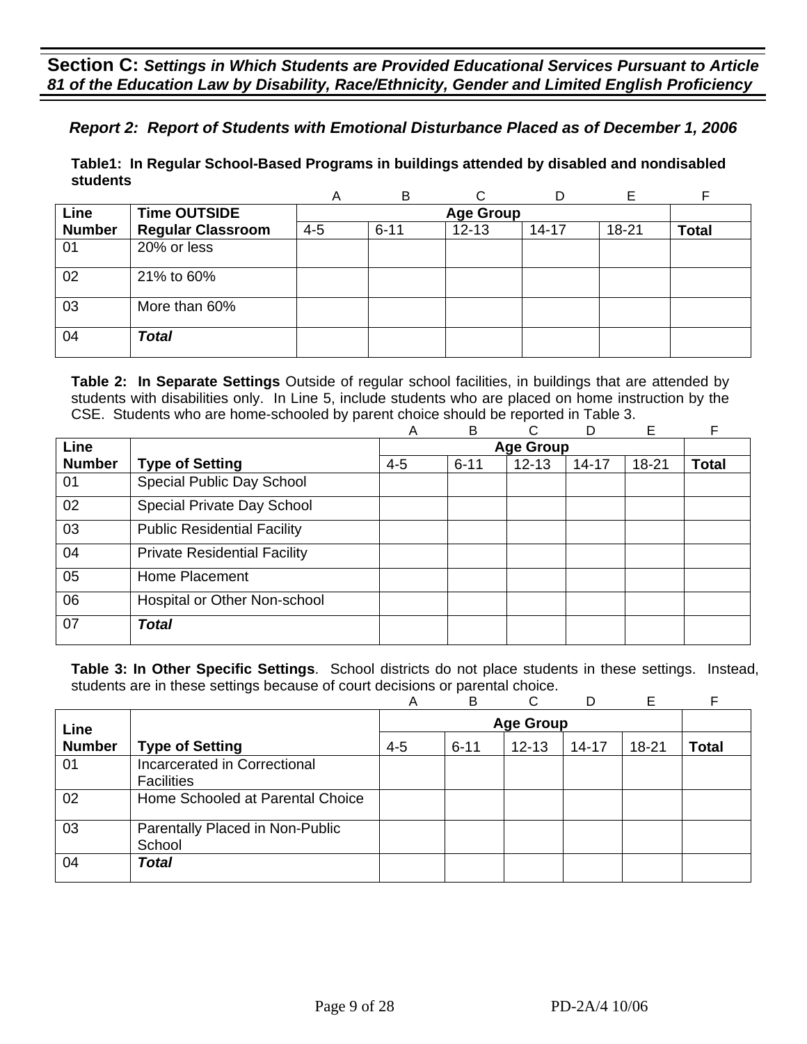## **Section C:** *Settings in Which Students are Provided Educational Services Pursuant to Article 81 of the Education Law by Disability, Race/Ethnicity, Gender and Limited English Proficiency*

### *Report 2: Report of Students with Emotional Disturbance Placed as of December 1, 2006*

**Table1: In Regular School-Based Programs in buildings attended by disabled and nondisabled students**

| | | A | B | C | D | E | F |
|---|---|---|---|---|---|---|---|
| **Line** | **Time OUTSIDE** | **Age Group** | | | | | |
| **Number** | **Regular Classroom** | 4-5 | 6-11 | 12-13 | 14-17 | 18-21 | **Total** |
| 01 | 20% or less | | | | | | |
| 02 | 21% to 60% | | | | | | |
| 03 | More than 60% | | | | | | |
| 04 | ***Total*** | | | | | | |

**Table 2: In Separate Settings** Outside of regular school facilities, in buildings that are attended by students with disabilities only. In Line 5, include students who are placed on home instruction by the CSE. Students who are home-schooled by parent choice should be reported in Table 3.

| | | A | B | C | D | E | F |
|---|---|---|---|---|---|---|---|
| **Line** | | **Age Group** | | | | | |
| **Number** | **Type of Setting** | 4-5 | 6-11 | 12-13 | 14-17 | 18-21 | **Total** |
| 01 | Special Public Day School | | | | | | |
| 02 | Special Private Day School | | | | | | |
| 03 | Public Residential Facility | | | | | | |
| 04 | Private Residential Facility | | | | | | |
| 05 | Home Placement | | | | | | |
| 06 | Hospital or Other Non-school | | | | | | |
| 07 | ***Total*** | | | | | | |

**Table 3: In Other Specific Settings**. School districts do not place students in these settings. Instead, students are in these settings because of court decisions or parental choice.

| | | A | B | C | D | E | F |
|---|---|---|---|---|---|---|---|
| **Line** | | **Age Group** | | | | | |
| **Number** | **Type of Setting** | 4-5 | 6-11 | 12-13 | 14-17 | 18-21 | **Total** |
| 01 | Incarcerated in Correctional Facilities | | | | | | |
| 02 | Home Schooled at Parental Choice | | | | | | |
| 03 | Parentally Placed in Non-Public School | | | | | | |
| 04 | ***Total*** | | | | | | |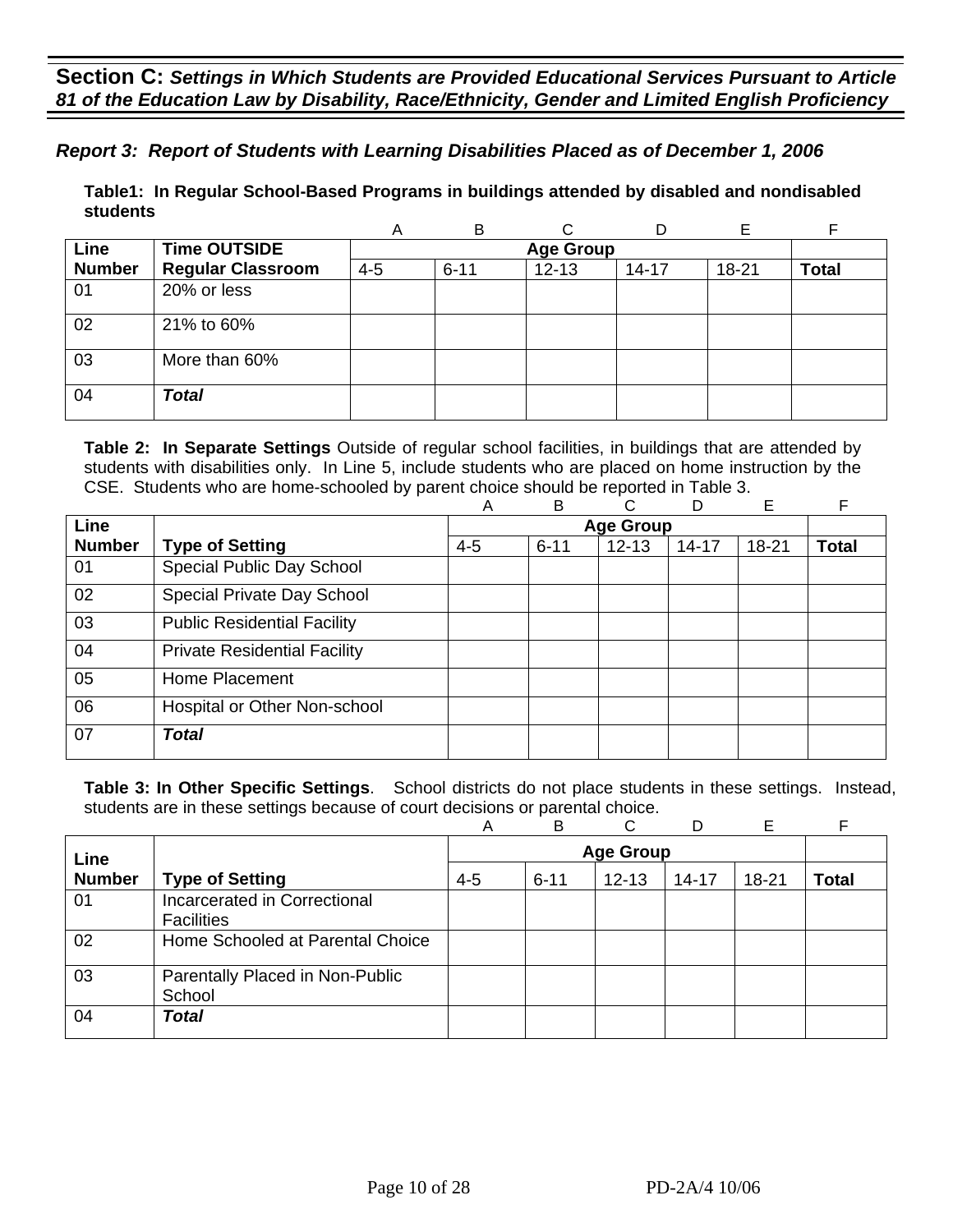## Section C: *Settings in Which Students are Provided Educational Services Pursuant to Article 81 of the Education Law by Disability, Race/Ethnicity, Gender and Limited English Proficiency*

### *Report 3: Report of Students with Learning Disabilities Placed as of December 1, 2006*

**Table1: In Regular School-Based Programs in buildings attended by disabled and nondisabled students**

| | | A | B | C | D | E | F |
|---|---|---|---|---|---|---|---|
| **Line Number** | **Time OUTSIDE Regular Classroom** | **Age Group** | | | | | |
| | | 4-5 | 6-11 | 12-13 | 14-17 | 18-21 | **Total** |
| 01 | 20% or less | | | | | | |
| 02 | 21% to 60% | | | | | | |
| 03 | More than 60% | | | | | | |
| 04 | ***Total*** | | | | | | |

**Table 2: In Separate Settings** Outside of regular school facilities, in buildings that are attended by students with disabilities only. In Line 5, include students who are placed on home instruction by the CSE. Students who are home-schooled by parent choice should be reported in Table 3.

| | | A | B | C | D | E | F |
|---|---|---|---|---|---|---|---|
| **Line Number** | **Type of Setting** | **Age Group** | | | | | |
| | | 4-5 | 6-11 | 12-13 | 14-17 | 18-21 | **Total** |
| 01 | Special Public Day School | | | | | | |
| 02 | Special Private Day School | | | | | | |
| 03 | Public Residential Facility | | | | | | |
| 04 | Private Residential Facility | | | | | | |
| 05 | Home Placement | | | | | | |
| 06 | Hospital or Other Non-school | | | | | | |
| 07 | ***Total*** | | | | | | |

**Table 3: In Other Specific Settings**. School districts do not place students in these settings. Instead, students are in these settings because of court decisions or parental choice.

| | | A | B | C | D | E | F |
|---|---|---|---|---|---|---|---|
| **Line Number** | **Type of Setting** | **Age Group** | | | | | |
| | | 4-5 | 6-11 | 12-13 | 14-17 | 18-21 | **Total** |
| 01 | Incarcerated in Correctional Facilities | | | | | | |
| 02 | Home Schooled at Parental Choice | | | | | | |
| 03 | Parentally Placed in Non-Public School | | | | | | |
| 04 | ***Total*** | | | | | | |

PD-2A/4 10/06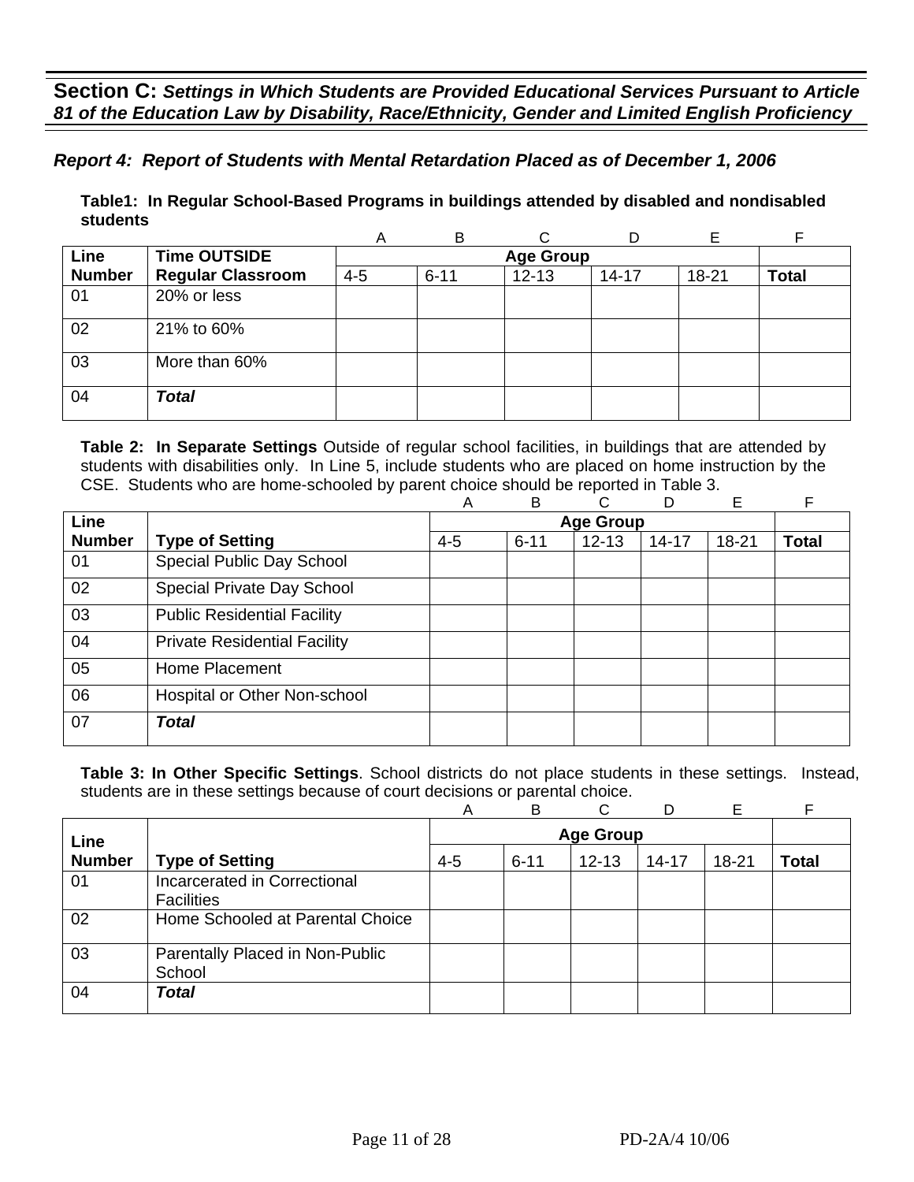**Section C:** ***Settings in Which Students are Provided Educational Services Pursuant to Article 81 of the Education Law by Disability, Race/Ethnicity, Gender and Limited English Proficiency***

***Report 4: Report of Students with Mental Retardation Placed as of December 1, 2006***

**Table1: In Regular School-Based Programs in buildings attended by disabled and nondisabled students**

| | | A | B | C | D | E | F |
|---|---|---|---|---|---|---|---|
| **Line Number** | **Time OUTSIDE Regular Classroom** | **Age Group** | | | | | |
| | | 4-5 | 6-11 | 12-13 | 14-17 | 18-21 | **Total** |
| 01 | 20% or less | | | | | | |
| 02 | 21% to 60% | | | | | | |
| 03 | More than 60% | | | | | | |
| 04 | ***Total*** | | | | | | |

**Table 2: In Separate Settings** Outside of regular school facilities, in buildings that are attended by students with disabilities only. In Line 5, include students who are placed on home instruction by the CSE. Students who are home-schooled by parent choice should be reported in Table 3.

| | | A | B | C | D | E | F |
|---|---|---|---|---|---|---|---|
| **Line Number** | **Type of Setting** | **Age Group** | | | | | |
| | | 4-5 | 6-11 | 12-13 | 14-17 | 18-21 | **Total** |
| 01 | Special Public Day School | | | | | | |
| 02 | Special Private Day School | | | | | | |
| 03 | Public Residential Facility | | | | | | |
| 04 | Private Residential Facility | | | | | | |
| 05 | Home Placement | | | | | | |
| 06 | Hospital or Other Non-school | | | | | | |
| 07 | ***Total*** | | | | | | |

**Table 3: In Other Specific Settings**. School districts do not place students in these settings. Instead, students are in these settings because of court decisions or parental choice.

| | | A | B | C | D | E | F |
|---|---|---|---|---|---|---|---|
| **Line Number** | **Type of Setting** | **Age Group** | | | | | |
| | | 4-5 | 6-11 | 12-13 | 14-17 | 18-21 | **Total** |
| 01 | Incarcerated in Correctional Facilities | | | | | | |
| 02 | Home Schooled at Parental Choice | | | | | | |
| 03 | Parentally Placed in Non-Public School | | | | | | |
| 04 | ***Total*** | | | | | | |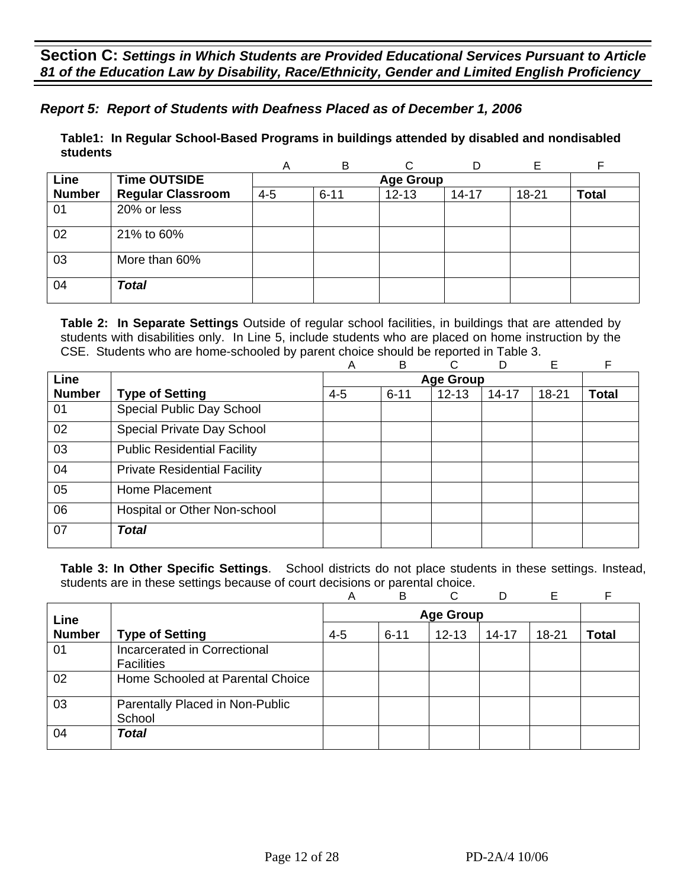## **Section C:** *Settings in Which Students are Provided Educational Services Pursuant to Article 81 of the Education Law by Disability, Race/Ethnicity, Gender and Limited English Proficiency*

### *Report 5: Report of Students with Deafness Placed as of December 1, 2006*

**Table1: In Regular School-Based Programs in buildings attended by disabled and nondisabled students**

| | | A | B | C | D | E | F |
|---|---|---|---|---|---|---|---|
| **Line Number** | **Time OUTSIDE Regular Classroom** | **Age Group** | | | | | |
| | | 4-5 | 6-11 | 12-13 | 14-17 | 18-21 | **Total** |
| 01 | 20% or less | | | | | | |
| 02 | 21% to 60% | | | | | | |
| 03 | More than 60% | | | | | | |
| 04 | ***Total*** | | | | | | |

**Table 2: In Separate Settings** Outside of regular school facilities, in buildings that are attended by students with disabilities only. In Line 5, include students who are placed on home instruction by the CSE. Students who are home-schooled by parent choice should be reported in Table 3.

| | | A | B | C | D | E | F |
|---|---|---|---|---|---|---|---|
| **Line Number** | **Type of Setting** | **Age Group** | | | | | |
| | | 4-5 | 6-11 | 12-13 | 14-17 | 18-21 | **Total** |
| 01 | Special Public Day School | | | | | | |
| 02 | Special Private Day School | | | | | | |
| 03 | Public Residential Facility | | | | | | |
| 04 | Private Residential Facility | | | | | | |
| 05 | Home Placement | | | | | | |
| 06 | Hospital or Other Non-school | | | | | | |
| 07 | ***Total*** | | | | | | |

**Table 3: In Other Specific Settings**. School districts do not place students in these settings. Instead, students are in these settings because of court decisions or parental choice.

| | | A | B | C | D | E | F |
|---|---|---|---|---|---|---|---|
| **Line Number** | **Type of Setting** | **Age Group** | | | | | |
| | | 4-5 | 6-11 | 12-13 | 14-17 | 18-21 | **Total** |
| 01 | Incarcerated in Correctional Facilities | | | | | | |
| 02 | Home Schooled at Parental Choice | | | | | | |
| 03 | Parentally Placed in Non-Public School | | | | | | |
| 04 | ***Total*** | | | | | | |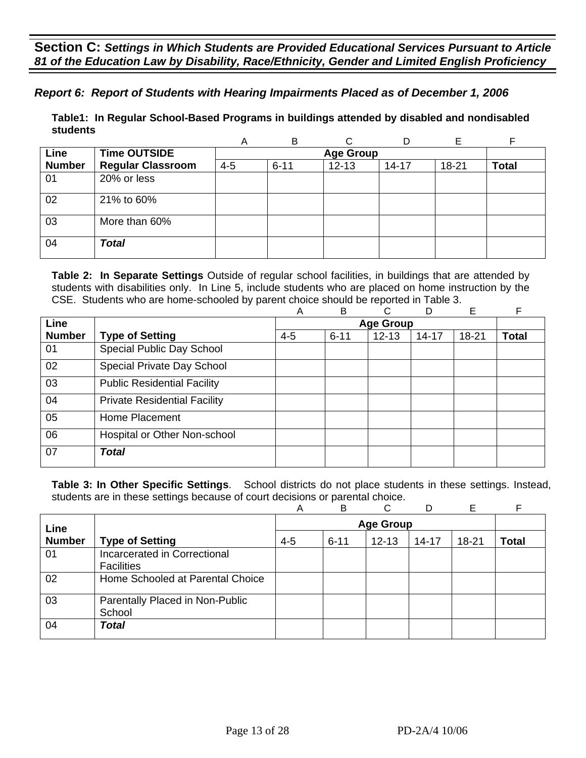## Section C: *Settings in Which Students are Provided Educational Services Pursuant to Article 81 of the Education Law by Disability, Race/Ethnicity, Gender and Limited English Proficiency*

### *Report 6: Report of Students with Hearing Impairments Placed as of December 1, 2006*

**Table1: In Regular School-Based Programs in buildings attended by disabled and nondisabled students**

| | | A | B | C | D | E | F |
|---|---|---|---|---|---|---|---|
| **Line Number** | **Time OUTSIDE Regular Classroom** | **Age Group** | | | | | |
| | | 4-5 | 6-11 | 12-13 | 14-17 | 18-21 | **Total** |
| 01 | 20% or less | | | | | | |
| 02 | 21% to 60% | | | | | | |
| 03 | More than 60% | | | | | | |
| 04 | ***Total*** | | | | | | |

**Table 2: In Separate Settings** Outside of regular school facilities, in buildings that are attended by students with disabilities only. In Line 5, include students who are placed on home instruction by the CSE. Students who are home-schooled by parent choice should be reported in Table 3.

| | | A | B | C | D | E | F |
|---|---|---|---|---|---|---|---|
| **Line Number** | **Type of Setting** | **Age Group** | | | | | |
| | | 4-5 | 6-11 | 12-13 | 14-17 | 18-21 | **Total** |
| 01 | Special Public Day School | | | | | | |
| 02 | Special Private Day School | | | | | | |
| 03 | Public Residential Facility | | | | | | |
| 04 | Private Residential Facility | | | | | | |
| 05 | Home Placement | | | | | | |
| 06 | Hospital or Other Non-school | | | | | | |
| 07 | ***Total*** | | | | | | |

**Table 3: In Other Specific Settings**. School districts do not place students in these settings. Instead, students are in these settings because of court decisions or parental choice.

| | | A | B | C | D | E | F |
|---|---|---|---|---|---|---|---|
| **Line Number** | **Type of Setting** | **Age Group** | | | | | |
| | | 4-5 | 6-11 | 12-13 | 14-17 | 18-21 | **Total** |
| 01 | Incarcerated in Correctional Facilities | | | | | | |
| 02 | Home Schooled at Parental Choice | | | | | | |
| 03 | Parentally Placed in Non-Public School | | | | | | |
| 04 | ***Total*** | | | | | | |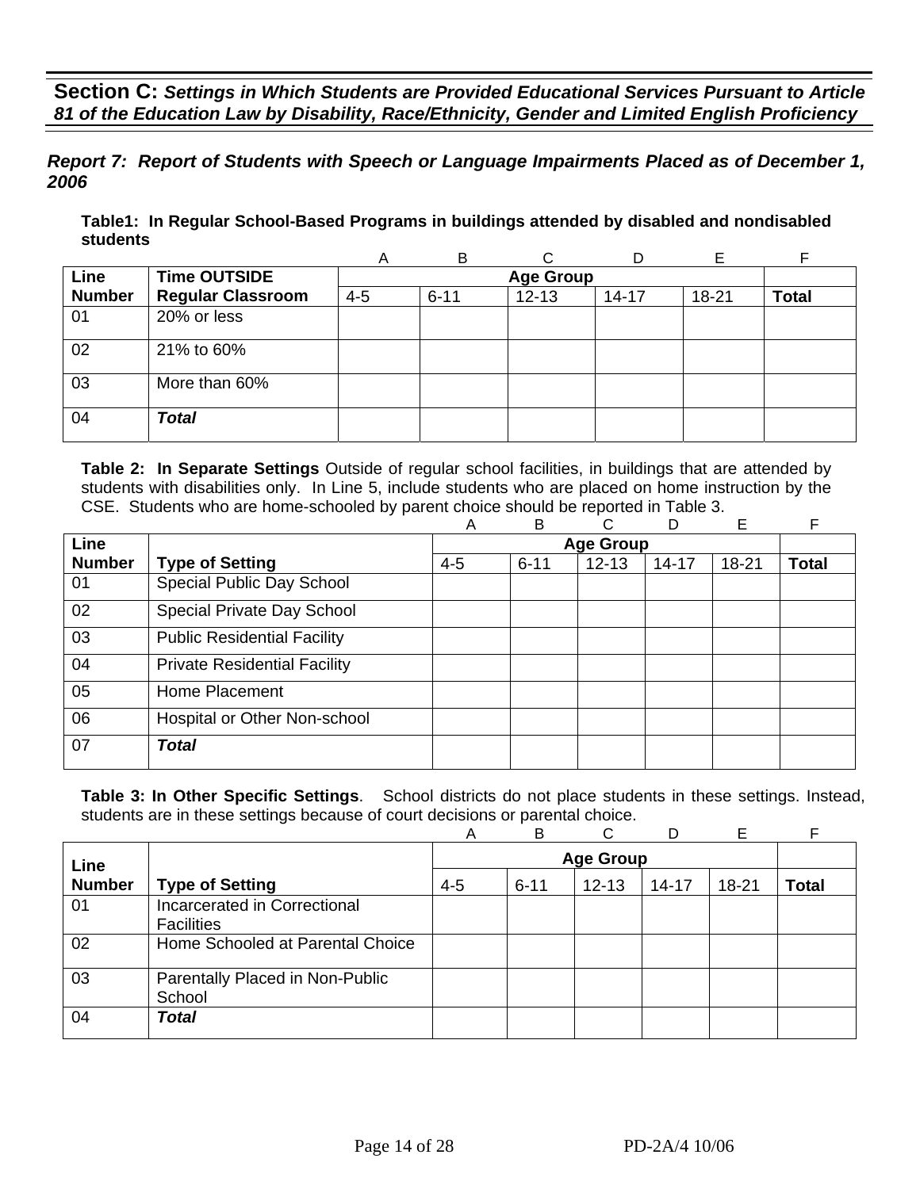## Section C: *Settings in Which Students are Provided Educational Services Pursuant to Article 81 of the Education Law by Disability, Race/Ethnicity, Gender and Limited English Proficiency*

### *Report 7: Report of Students with Speech or Language Impairments Placed as of December 1, 2006*

**Table1: In Regular School-Based Programs in buildings attended by disabled and nondisabled students**

| | | A | B | C | D | E | F |
|---|---|---|---|---|---|---|---|
| **Line Number** | **Time OUTSIDE Regular Classroom** | **Age Group** | | | | | |
| | | 4-5 | 6-11 | 12-13 | 14-17 | 18-21 | **Total** |
| 01 | 20% or less | | | | | | |
| 02 | 21% to 60% | | | | | | |
| 03 | More than 60% | | | | | | |
| 04 | ***Total*** | | | | | | |

**Table 2: In Separate Settings** Outside of regular school facilities, in buildings that are attended by students with disabilities only. In Line 5, include students who are placed on home instruction by the CSE. Students who are home-schooled by parent choice should be reported in Table 3.

| | | A | B | C | D | E | F |
|---|---|---|---|---|---|---|---|
| **Line Number** | **Type of Setting** | **Age Group** | | | | | |
| | | 4-5 | 6-11 | 12-13 | 14-17 | 18-21 | **Total** |
| 01 | Special Public Day School | | | | | | |
| 02 | Special Private Day School | | | | | | |
| 03 | Public Residential Facility | | | | | | |
| 04 | Private Residential Facility | | | | | | |
| 05 | Home Placement | | | | | | |
| 06 | Hospital or Other Non-school | | | | | | |
| 07 | ***Total*** | | | | | | |

**Table 3: In Other Specific Settings**. School districts do not place students in these settings. Instead, students are in these settings because of court decisions or parental choice.

| | | A | B | C | D | E | F |
|---|---|---|---|---|---|---|---|
| **Line Number** | **Type of Setting** | **Age Group** | | | | | |
| | | 4-5 | 6-11 | 12-13 | 14-17 | 18-21 | **Total** |
| 01 | Incarcerated in Correctional Facilities | | | | | | |
| 02 | Home Schooled at Parental Choice | | | | | | |
| 03 | Parentally Placed in Non-Public School | | | | | | |
| 04 | ***Total*** | | | | | | |

PD-2A/4 10/06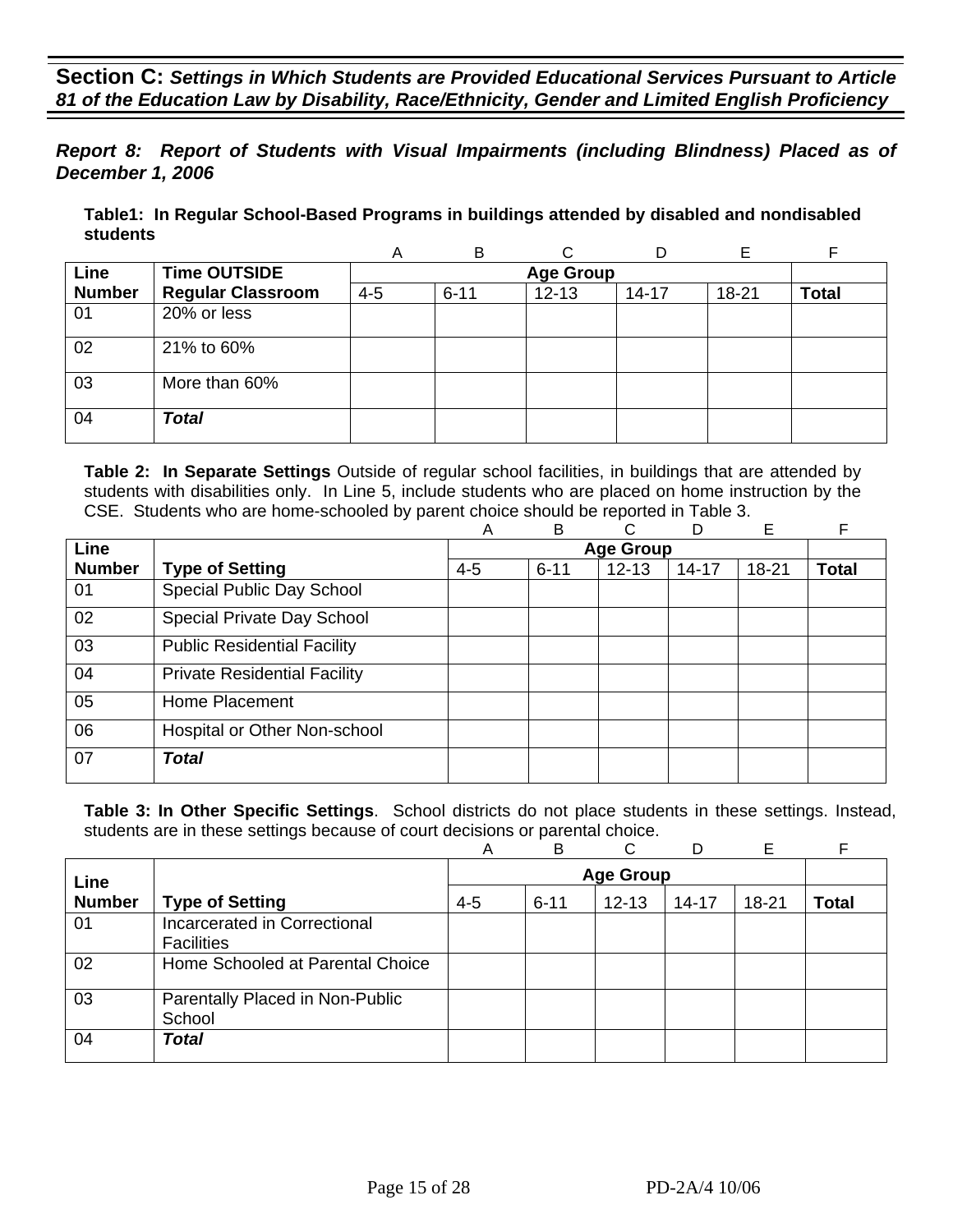## **Section C:** *Settings in Which Students are Provided Educational Services Pursuant to Article 81 of the Education Law by Disability, Race/Ethnicity, Gender and Limited English Proficiency*

***Report 8: Report of Students with Visual Impairments (including Blindness) Placed as of December 1, 2006***

**Table1: In Regular School-Based Programs in buildings attended by disabled and nondisabled students**

| | | A | B | C | D | E | F |
|---|---|---|---|---|---|---|---|
| **Line Number** | **Time OUTSIDE Regular Classroom** | **Age Group** | | | | | |
| | | 4-5 | 6-11 | 12-13 | 14-17 | 18-21 | **Total** |
| 01 | 20% or less | | | | | | |
| 02 | 21% to 60% | | | | | | |
| 03 | More than 60% | | | | | | |
| 04 | ***Total*** | | | | | | |

**Table 2: In Separate Settings** Outside of regular school facilities, in buildings that are attended by students with disabilities only. In Line 5, include students who are placed on home instruction by the CSE. Students who are home-schooled by parent choice should be reported in Table 3.

| | | A | B | C | D | E | F |
|---|---|---|---|---|---|---|---|
| **Line Number** | **Type of Setting** | **Age Group** | | | | | |
| | | 4-5 | 6-11 | 12-13 | 14-17 | 18-21 | **Total** |
| 01 | Special Public Day School | | | | | | |
| 02 | Special Private Day School | | | | | | |
| 03 | Public Residential Facility | | | | | | |
| 04 | Private Residential Facility | | | | | | |
| 05 | Home Placement | | | | | | |
| 06 | Hospital or Other Non-school | | | | | | |
| 07 | ***Total*** | | | | | | |

**Table 3: In Other Specific Settings**. School districts do not place students in these settings. Instead, students are in these settings because of court decisions or parental choice.

| | | A | B | C | D | E | F |
|---|---|---|---|---|---|---|---|
| **Line Number** | **Type of Setting** | **Age Group** | | | | | |
| | | 4-5 | 6-11 | 12-13 | 14-17 | 18-21 | **Total** |
| 01 | Incarcerated in Correctional Facilities | | | | | | |
| 02 | Home Schooled at Parental Choice | | | | | | |
| 03 | Parentally Placed in Non-Public School | | | | | | |
| 04 | ***Total*** | | | | | | |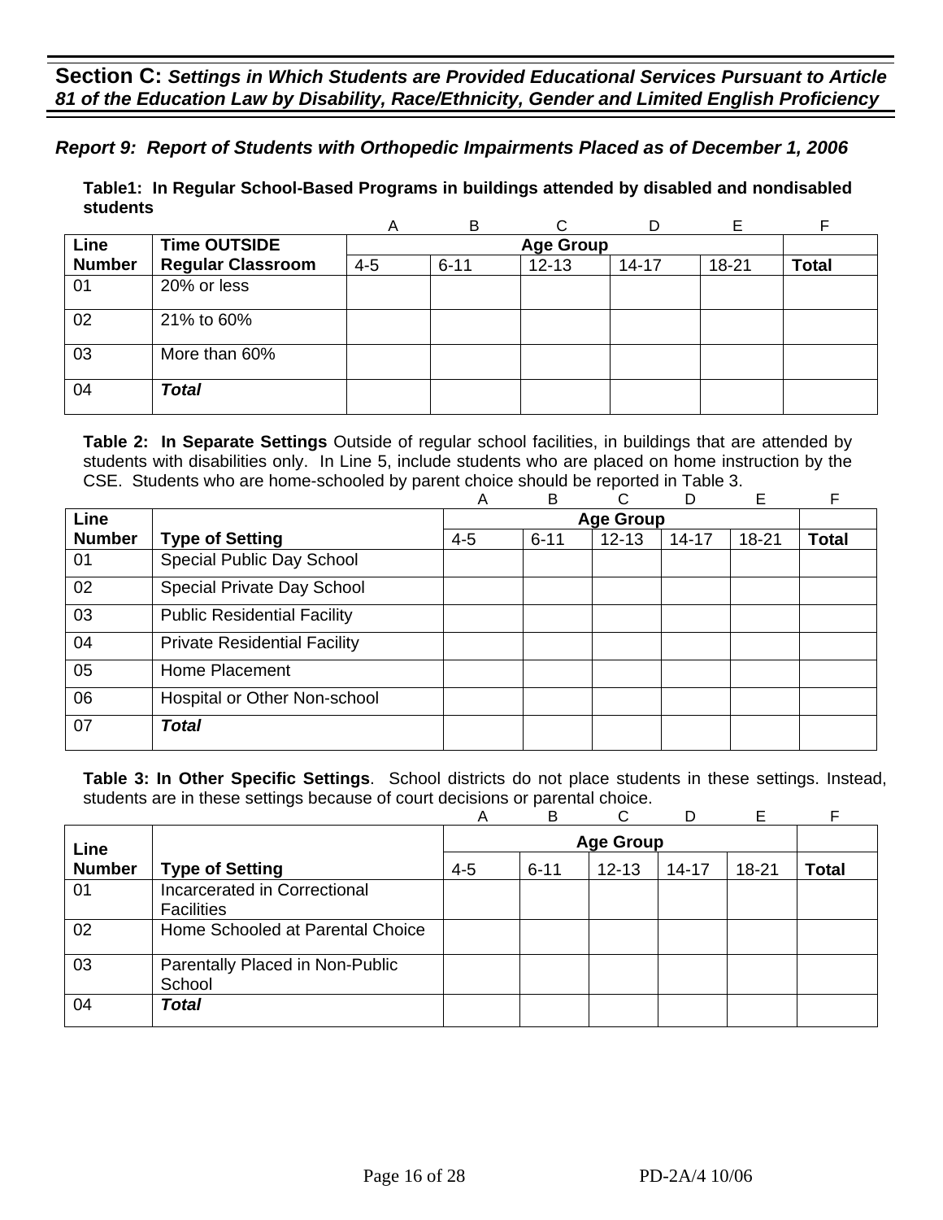## Section C: *Settings in Which Students are Provided Educational Services Pursuant to Article 81 of the Education Law by Disability, Race/Ethnicity, Gender and Limited English Proficiency*

### *Report 9: Report of Students with Orthopedic Impairments Placed as of December 1, 2006*

**Table1: In Regular School-Based Programs in buildings attended by disabled and nondisabled students**

| | | A | B | C | D | E | F |
|---|---|---|---|---|---|---|---|
| **Line Number** | **Time OUTSIDE Regular Classroom** | **Age Group** | | | | | |
| | | 4-5 | 6-11 | 12-13 | 14-17 | 18-21 | **Total** |
| 01 | 20% or less | | | | | | |
| 02 | 21% to 60% | | | | | | |
| 03 | More than 60% | | | | | | |
| 04 | ***Total*** | | | | | | |

**Table 2: In Separate Settings** Outside of regular school facilities, in buildings that are attended by students with disabilities only. In Line 5, include students who are placed on home instruction by the CSE. Students who are home-schooled by parent choice should be reported in Table 3.

| | | A | B | C | D | E | F |
|---|---|---|---|---|---|---|---|
| **Line Number** | **Type of Setting** | **Age Group** | | | | | |
| | | 4-5 | 6-11 | 12-13 | 14-17 | 18-21 | **Total** |
| 01 | Special Public Day School | | | | | | |
| 02 | Special Private Day School | | | | | | |
| 03 | Public Residential Facility | | | | | | |
| 04 | Private Residential Facility | | | | | | |
| 05 | Home Placement | | | | | | |
| 06 | Hospital or Other Non-school | | | | | | |
| 07 | ***Total*** | | | | | | |

**Table 3: In Other Specific Settings**. School districts do not place students in these settings. Instead, students are in these settings because of court decisions or parental choice.

| | | A | B | C | D | E | F |
|---|---|---|---|---|---|---|---|
| **Line Number** | **Type of Setting** | **Age Group** | | | | | |
| | | 4-5 | 6-11 | 12-13 | 14-17 | 18-21 | **Total** |
| 01 | Incarcerated in Correctional Facilities | | | | | | |
| 02 | Home Schooled at Parental Choice | | | | | | |
| 03 | Parentally Placed in Non-Public School | | | | | | |
| 04 | ***Total*** | | | | | | |

PD-2A/4 10/06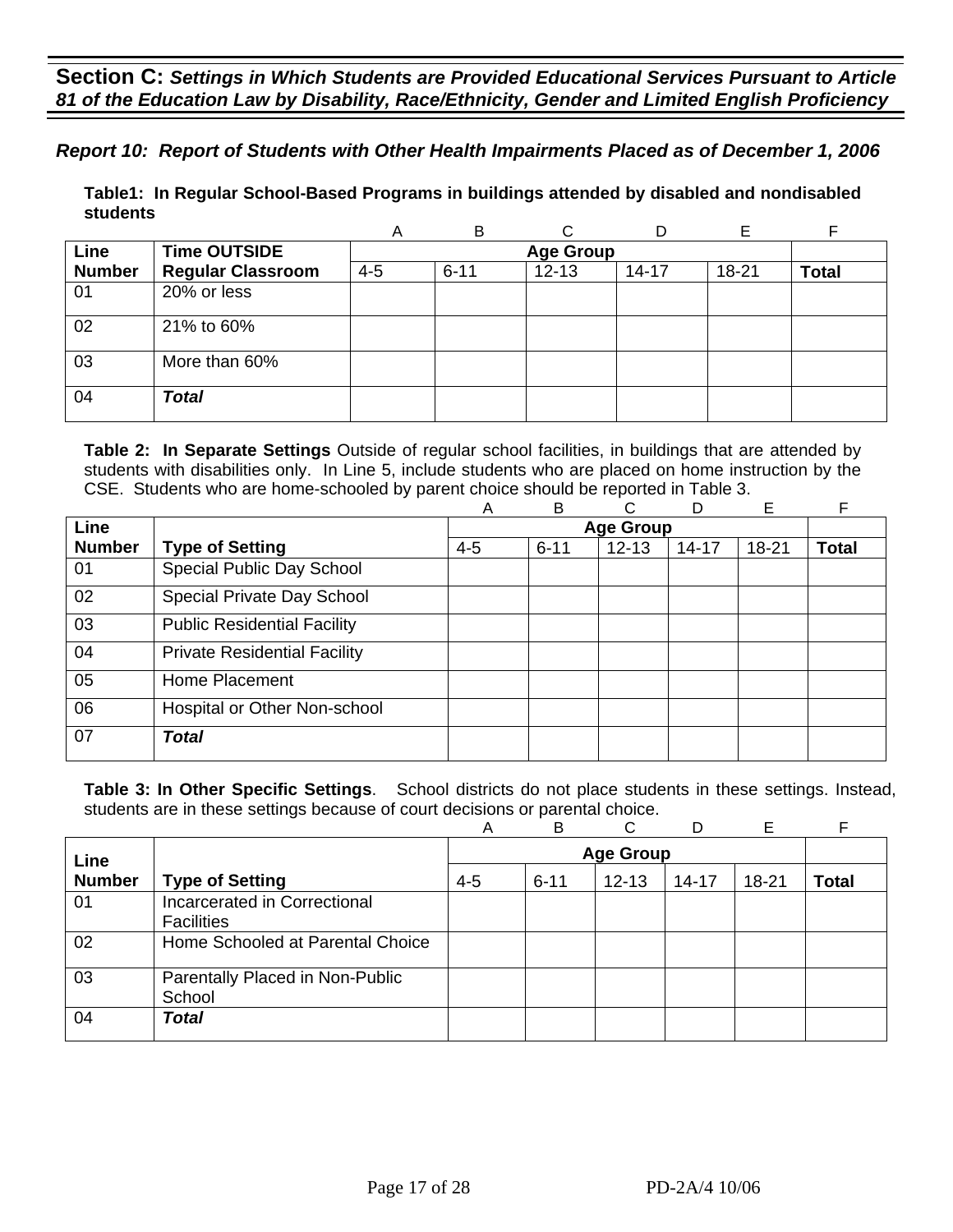## Section C: *Settings in Which Students are Provided Educational Services Pursuant to Article 81 of the Education Law by Disability, Race/Ethnicity, Gender and Limited English Proficiency*

### *Report 10: Report of Students with Other Health Impairments Placed as of December 1, 2006*

**Table1: In Regular School-Based Programs in buildings attended by disabled and nondisabled students**

| | | A | B | C | D | E | F |
|---|---|---|---|---|---|---|---|
| **Line** | **Time OUTSIDE** | **Age Group** | | | | | |
| **Number** | **Regular Classroom** | 4-5 | 6-11 | 12-13 | 14-17 | 18-21 | **Total** |
| 01 | 20% or less | | | | | | |
| 02 | 21% to 60% | | | | | | |
| 03 | More than 60% | | | | | | |
| 04 | ***Total*** | | | | | | |

**Table 2: In Separate Settings** Outside of regular school facilities, in buildings that are attended by students with disabilities only. In Line 5, include students who are placed on home instruction by the CSE. Students who are home-schooled by parent choice should be reported in Table 3.

| | | A | B | C | D | E | F |
|---|---|---|---|---|---|---|---|
| **Line** | | **Age Group** | | | | | |
| **Number** | **Type of Setting** | 4-5 | 6-11 | 12-13 | 14-17 | 18-21 | **Total** |
| 01 | Special Public Day School | | | | | | |
| 02 | Special Private Day School | | | | | | |
| 03 | Public Residential Facility | | | | | | |
| 04 | Private Residential Facility | | | | | | |
| 05 | Home Placement | | | | | | |
| 06 | Hospital or Other Non-school | | | | | | |
| 07 | ***Total*** | | | | | | |

**Table 3: In Other Specific Settings**. School districts do not place students in these settings. Instead, students are in these settings because of court decisions or parental choice.

| | | A | B | C | D | E | F |
|---|---|---|---|---|---|---|---|
| **Line** | | **Age Group** | | | | | |
| **Number** | **Type of Setting** | 4-5 | 6-11 | 12-13 | 14-17 | 18-21 | **Total** |
| 01 | Incarcerated in Correctional Facilities | | | | | | |
| 02 | Home Schooled at Parental Choice | | | | | | |
| 03 | Parentally Placed in Non-Public School | | | | | | |
| 04 | ***Total*** | | | | | | |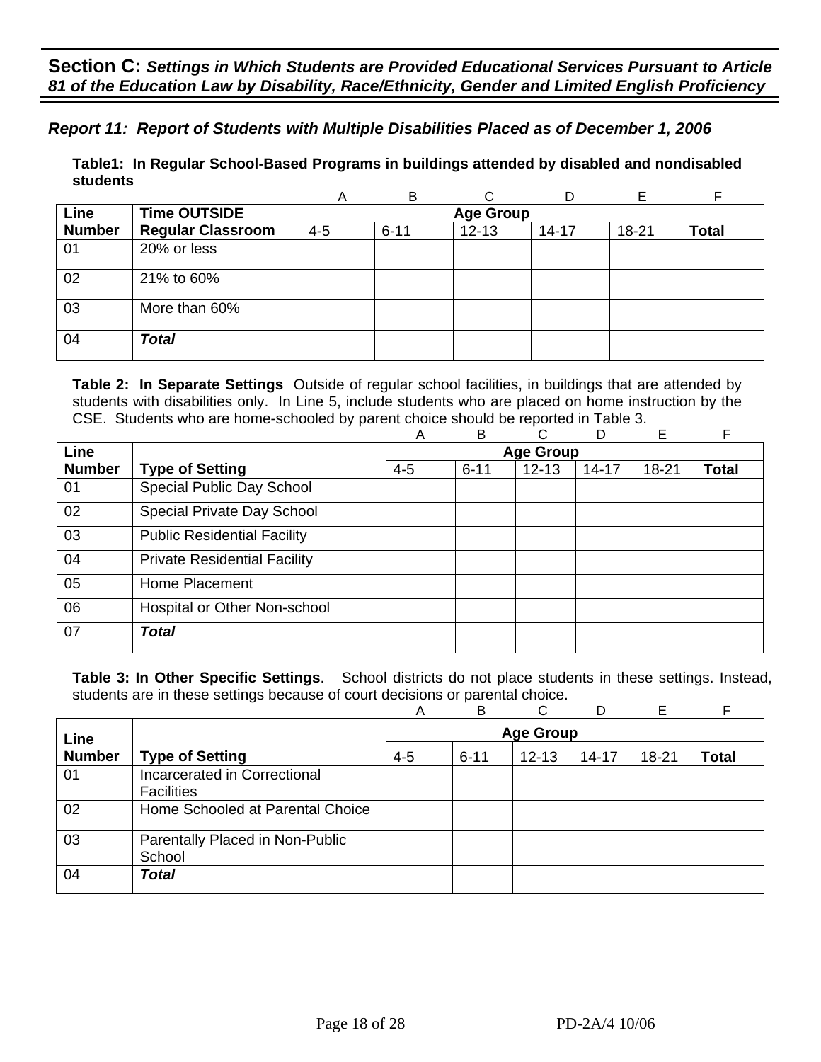## Section C: *Settings in Which Students are Provided Educational Services Pursuant to Article 81 of the Education Law by Disability, Race/Ethnicity, Gender and Limited English Proficiency*

### *Report 11: Report of Students with Multiple Disabilities Placed as of December 1, 2006*

**Table1: In Regular School-Based Programs in buildings attended by disabled and nondisabled students**

| | | A | B | C | D | E | F |
|---|---|---|---|---|---|---|---|
| **Line Number** | **Time OUTSIDE Regular Classroom** | **Age Group** | | | | | |
| | | 4-5 | 6-11 | 12-13 | 14-17 | 18-21 | **Total** |
| 01 | 20% or less | | | | | | |
| 02 | 21% to 60% | | | | | | |
| 03 | More than 60% | | | | | | |
| 04 | ***Total*** | | | | | | |

**Table 2: In Separate Settings** Outside of regular school facilities, in buildings that are attended by students with disabilities only. In Line 5, include students who are placed on home instruction by the CSE. Students who are home-schooled by parent choice should be reported in Table 3.

| | | A | B | C | D | E | F |
|---|---|---|---|---|---|---|---|
| **Line Number** | **Type of Setting** | **Age Group** | | | | | |
| | | 4-5 | 6-11 | 12-13 | 14-17 | 18-21 | **Total** |
| 01 | Special Public Day School | | | | | | |
| 02 | Special Private Day School | | | | | | |
| 03 | Public Residential Facility | | | | | | |
| 04 | Private Residential Facility | | | | | | |
| 05 | Home Placement | | | | | | |
| 06 | Hospital or Other Non-school | | | | | | |
| 07 | ***Total*** | | | | | | |

**Table 3: In Other Specific Settings**. School districts do not place students in these settings. Instead, students are in these settings because of court decisions or parental choice.

| | | A | B | C | D | E | F |
|---|---|---|---|---|---|---|---|
| **Line Number** | **Type of Setting** | **Age Group** | | | | | |
| | | 4-5 | 6-11 | 12-13 | 14-17 | 18-21 | **Total** |
| 01 | Incarcerated in Correctional Facilities | | | | | | |
| 02 | Home Schooled at Parental Choice | | | | | | |
| 03 | Parentally Placed in Non-Public School | | | | | | |
| 04 | ***Total*** | | | | | | |

PD-2A/4 10/06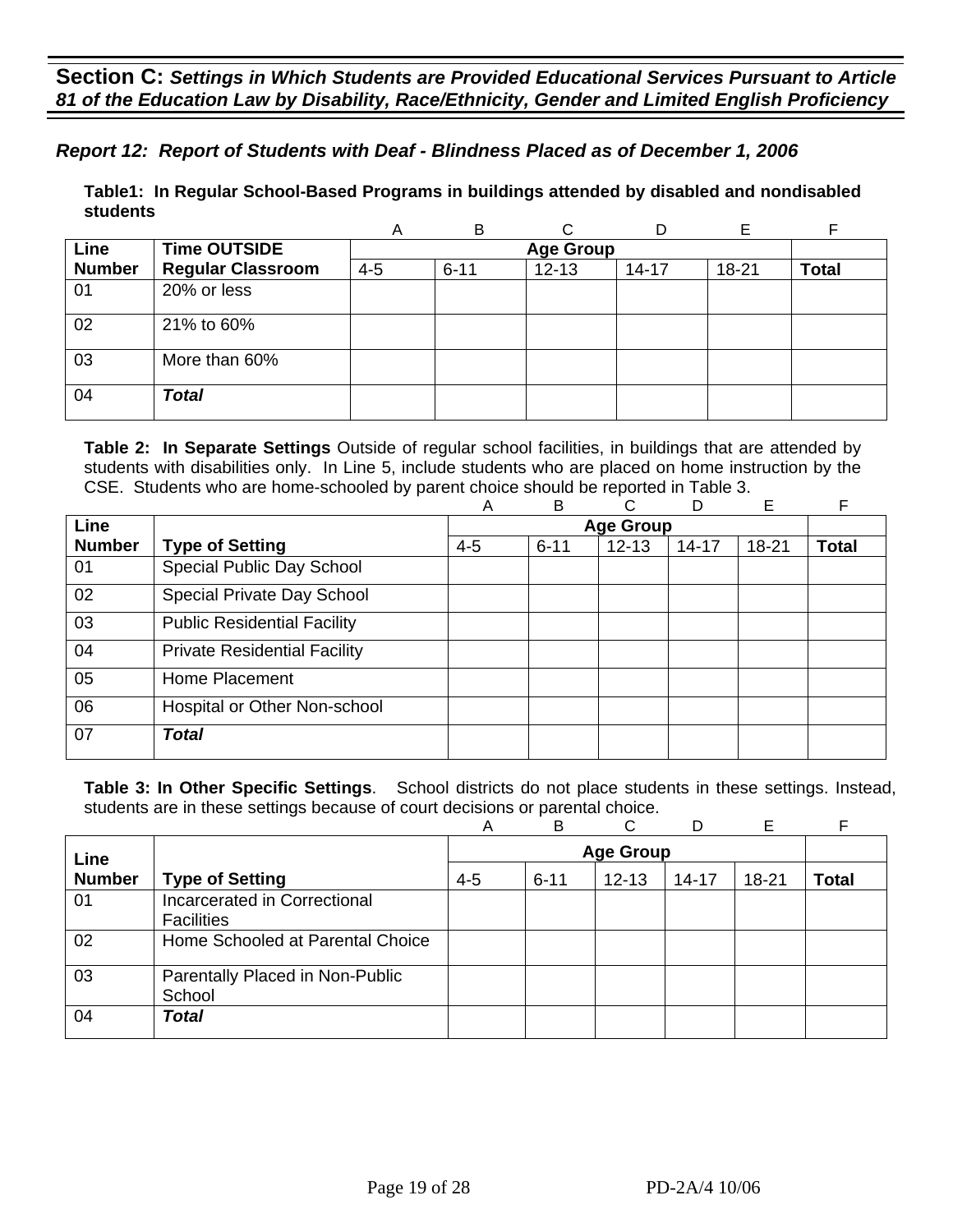## **Section C:** *Settings in Which Students are Provided Educational Services Pursuant to Article 81 of the Education Law by Disability, Race/Ethnicity, Gender and Limited English Proficiency*

### *Report 12: Report of Students with Deaf - Blindness Placed as of December 1, 2006*

**Table1: In Regular School-Based Programs in buildings attended by disabled and nondisabled students**

| | | A | B | C | D | E | F |
|---|---|---|---|---|---|---|---|
| **Line Number** | **Time OUTSIDE Regular Classroom** | **Age Group** | | | | | |
| | | 4-5 | 6-11 | 12-13 | 14-17 | 18-21 | **Total** |
| 01 | 20% or less | | | | | | |
| 02 | 21% to 60% | | | | | | |
| 03 | More than 60% | | | | | | |
| 04 | ***Total*** | | | | | | |

**Table 2: In Separate Settings** Outside of regular school facilities, in buildings that are attended by students with disabilities only. In Line 5, include students who are placed on home instruction by the CSE. Students who are home-schooled by parent choice should be reported in Table 3.

| | | A | B | C | D | E | F |
|---|---|---|---|---|---|---|---|
| **Line Number** | **Type of Setting** | **Age Group** | | | | | |
| | | 4-5 | 6-11 | 12-13 | 14-17 | 18-21 | **Total** |
| 01 | Special Public Day School | | | | | | |
| 02 | Special Private Day School | | | | | | |
| 03 | Public Residential Facility | | | | | | |
| 04 | Private Residential Facility | | | | | | |
| 05 | Home Placement | | | | | | |
| 06 | Hospital or Other Non-school | | | | | | |
| 07 | ***Total*** | | | | | | |

**Table 3: In Other Specific Settings**. School districts do not place students in these settings. Instead, students are in these settings because of court decisions or parental choice.

| | | A | B | C | D | E | F |
|---|---|---|---|---|---|---|---|
| **Line Number** | **Type of Setting** | **Age Group** | | | | | |
| | | 4-5 | 6-11 | 12-13 | 14-17 | 18-21 | **Total** |
| 01 | Incarcerated in Correctional Facilities | | | | | | |
| 02 | Home Schooled at Parental Choice | | | | | | |
| 03 | Parentally Placed in Non-Public School | | | | | | |
| 04 | ***Total*** | | | | | | |

PD-2A/4 10/06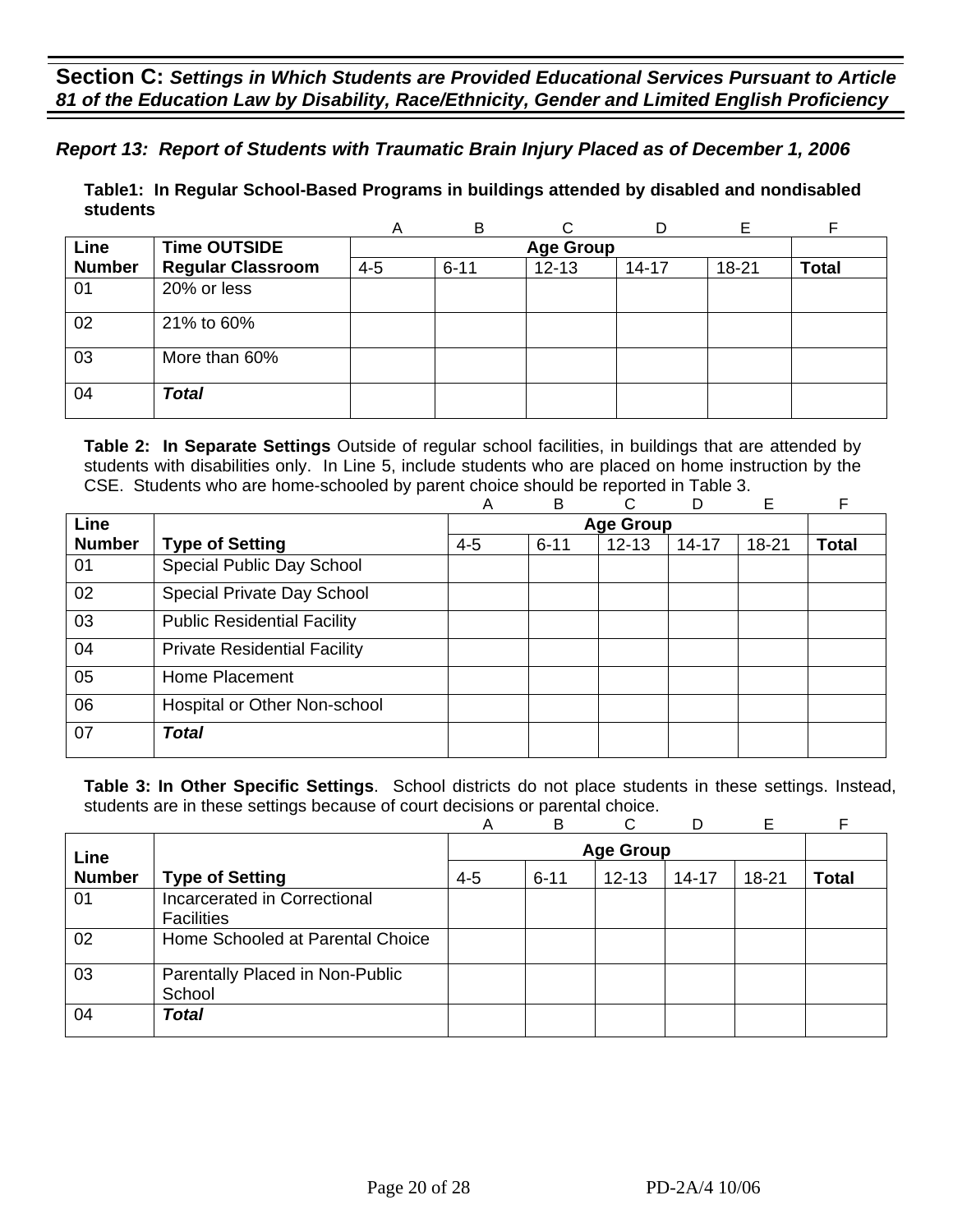## Section C: *Settings in Which Students are Provided Educational Services Pursuant to Article 81 of the Education Law by Disability, Race/Ethnicity, Gender and Limited English Proficiency*

### *Report 13: Report of Students with Traumatic Brain Injury Placed as of December 1, 2006*

**Table1: In Regular School-Based Programs in buildings attended by disabled and nondisabled students**

| | | A | B | C | D | E | F |
|---|---|---|---|---|---|---|---|
| **Line Number** | **Time OUTSIDE Regular Classroom** | **Age Group** | | | | | |
| | | 4-5 | 6-11 | 12-13 | 14-17 | 18-21 | **Total** |
| 01 | 20% or less | | | | | | |
| 02 | 21% to 60% | | | | | | |
| 03 | More than 60% | | | | | | |
| 04 | ***Total*** | | | | | | |

**Table 2: In Separate Settings** Outside of regular school facilities, in buildings that are attended by students with disabilities only. In Line 5, include students who are placed on home instruction by the CSE. Students who are home-schooled by parent choice should be reported in Table 3.

| | | A | B | C | D | E | F |
|---|---|---|---|---|---|---|---|
| **Line Number** | **Type of Setting** | **Age Group** | | | | | |
| | | 4-5 | 6-11 | 12-13 | 14-17 | 18-21 | **Total** |
| 01 | Special Public Day School | | | | | | |
| 02 | Special Private Day School | | | | | | |
| 03 | Public Residential Facility | | | | | | |
| 04 | Private Residential Facility | | | | | | |
| 05 | Home Placement | | | | | | |
| 06 | Hospital or Other Non-school | | | | | | |
| 07 | ***Total*** | | | | | | |

**Table 3: In Other Specific Settings**. School districts do not place students in these settings. Instead, students are in these settings because of court decisions or parental choice.

| | | A | B | C | D | E | F |
|---|---|---|---|---|---|---|---|
| **Line Number** | **Type of Setting** | **Age Group** | | | | | |
| | | 4-5 | 6-11 | 12-13 | 14-17 | 18-21 | **Total** |
| 01 | Incarcerated in Correctional Facilities | | | | | | |
| 02 | Home Schooled at Parental Choice | | | | | | |
| 03 | Parentally Placed in Non-Public School | | | | | | |
| 04 | ***Total*** | | | | | | |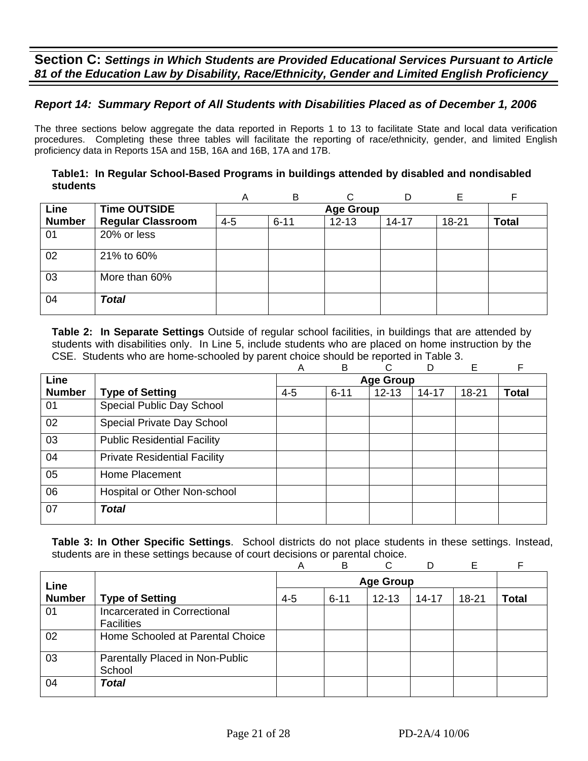## Section C: *Settings in Which Students are Provided Educational Services Pursuant to Article 81 of the Education Law by Disability, Race/Ethnicity, Gender and Limited English Proficiency*

### *Report 14: Summary Report of All Students with Disabilities Placed as of December 1, 2006*

The three sections below aggregate the data reported in Reports 1 to 13 to facilitate State and local data verification procedures. Completing these three tables will facilitate the reporting of race/ethnicity, gender, and limited English proficiency data in Reports 15A and 15B, 16A and 16B, 17A and 17B.

**Table1: In Regular School-Based Programs in buildings attended by disabled and nondisabled students**

| | | A | B | C | D | E | F |
|---|---|---|---|---|---|---|---|
| **Line Number** | **Time OUTSIDE Regular Classroom** | **Age Group** | | | | | |
| | | 4-5 | 6-11 | 12-13 | 14-17 | 18-21 | **Total** |
| 01 | 20% or less | | | | | | |
| 02 | 21% to 60% | | | | | | |
| 03 | More than 60% | | | | | | |
| 04 | ***Total*** | | | | | | |

**Table 2: In Separate Settings** Outside of regular school facilities, in buildings that are attended by students with disabilities only. In Line 5, include students who are placed on home instruction by the CSE. Students who are home-schooled by parent choice should be reported in Table 3.

| | | A | B | C | D | E | F |
|---|---|---|---|---|---|---|---|
| **Line Number** | **Type of Setting** | **Age Group** | | | | | |
| | | 4-5 | 6-11 | 12-13 | 14-17 | 18-21 | **Total** |
| 01 | Special Public Day School | | | | | | |
| 02 | Special Private Day School | | | | | | |
| 03 | Public Residential Facility | | | | | | |
| 04 | Private Residential Facility | | | | | | |
| 05 | Home Placement | | | | | | |
| 06 | Hospital or Other Non-school | | | | | | |
| 07 | ***Total*** | | | | | | |

**Table 3: In Other Specific Settings**. School districts do not place students in these settings. Instead, students are in these settings because of court decisions or parental choice.

| | | A | B | C | D | E | F |
|---|---|---|---|---|---|---|---|
| **Line Number** | **Type of Setting** | **Age Group** | | | | | |
| | | 4-5 | 6-11 | 12-13 | 14-17 | 18-21 | **Total** |
| 01 | Incarcerated in Correctional Facilities | | | | | | |
| 02 | Home Schooled at Parental Choice | | | | | | |
| 03 | Parentally Placed in Non-Public School | | | | | | |
| 04 | ***Total*** | | | | | | |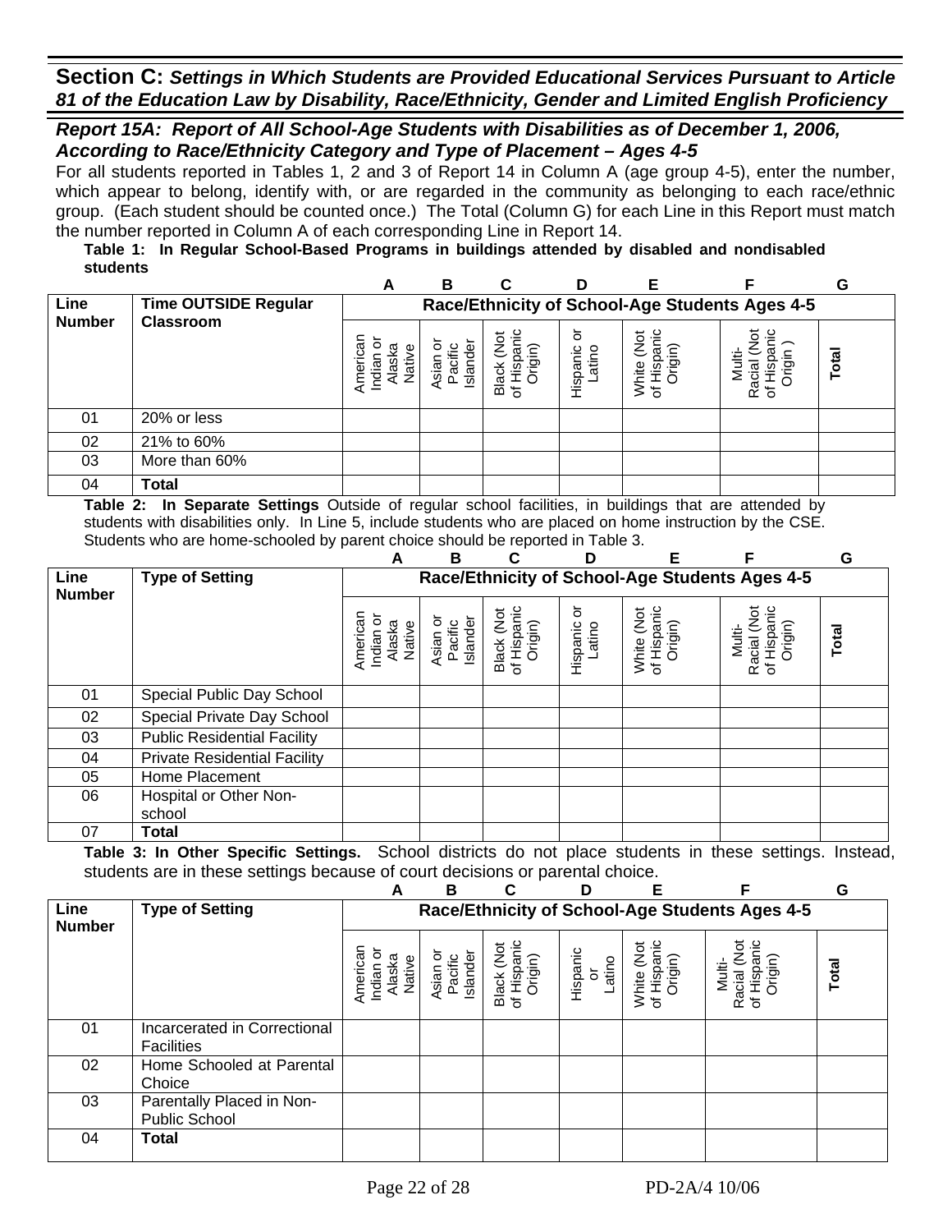## Section C: *Settings in Which Students are Provided Educational Services Pursuant to Article 81 of the Education Law by Disability, Race/Ethnicity, Gender and Limited English Proficiency*

### *Report 15A: Report of All School-Age Students with Disabilities as of December 1, 2006, According to Race/Ethnicity Category and Type of Placement – Ages 4-5*

For all students reported in Tables 1, 2 and 3 of Report 14 in Column A (age group 4-5), enter the number, which appear to belong, identify with, or are regarded in the community as belonging to each race/ethnic group. (Each student should be counted once.) The Total (Column G) for each Line in this Report must match the number reported in Column A of each corresponding Line in Report 14.

**Table 1: In Regular School-Based Programs in buildings attended by disabled and nondisabled students**

| | | A | B | C | D | E | F | G |
|---|---|---|---|---|---|---|---|---|
| **Line Number** | **Time OUTSIDE Regular Classroom** | **Race/Ethnicity of School-Age Students Ages 4-5** | | | | | | |
| | | American Indian or Alaska Native | Asian or Pacific Islander | Black (Not of Hispanic Origin) | Hispanic or Latino | White (Not of Hispanic Origin) | Multi-Racial (Not of Hispanic Origin ) | **Total** |
| 01 | 20% or less | | | | | | | |
| 02 | 21% to 60% | | | | | | | |
| 03 | More than 60% | | | | | | | |
| 04 | **Total** | | | | | | | |

**Table 2: In Separate Settings** Outside of regular school facilities, in buildings that are attended by students with disabilities only. In Line 5, include students who are placed on home instruction by the CSE. Students who are home-schooled by parent choice should be reported in Table 3.

| | | A | B | C | D | E | F | G |
|---|---|---|---|---|---|---|---|---|
| **Line Number** | **Type of Setting** | **Race/Ethnicity of School-Age Students Ages 4-5** | | | | | | |
| | | American Indian or Alaska Native | Asian or Pacific Islander | Black (Not of Hispanic Origin) | Hispanic or Latino | White (Not of Hispanic Origin) | Multi-Racial (Not of Hispanic Origin) | **Total** |
| 01 | Special Public Day School | | | | | | | |
| 02 | Special Private Day School | | | | | | | |
| 03 | Public Residential Facility | | | | | | | |
| 04 | Private Residential Facility | | | | | | | |
| 05 | Home Placement | | | | | | | |
| 06 | Hospital or Other Non-school | | | | | | | |
| 07 | **Total** | | | | | | | |

**Table 3: In Other Specific Settings.** School districts do not place students in these settings. Instead, students are in these settings because of court decisions or parental choice.

| | | A | B | C | D | E | F | G |
|---|---|---|---|---|---|---|---|---|
| **Line Number** | **Type of Setting** | **Race/Ethnicity of School-Age Students Ages 4-5** | | | | | | |
| | | American Indian or Alaska Native | Asian or Pacific Islander | Black (Not of Hispanic Origin) | Hispanic or Latino | White (Not of Hispanic Origin) | Multi-Racial (Not of Hispanic Origin) | **Total** |
| 01 | Incarcerated in Correctional Facilities | | | | | | | |
| 02 | Home Schooled at Parental Choice | | | | | | | |
| 03 | Parentally Placed in Non-Public School | | | | | | | |
| 04 | **Total** | | | | | | | |

PD-2A/4 10/06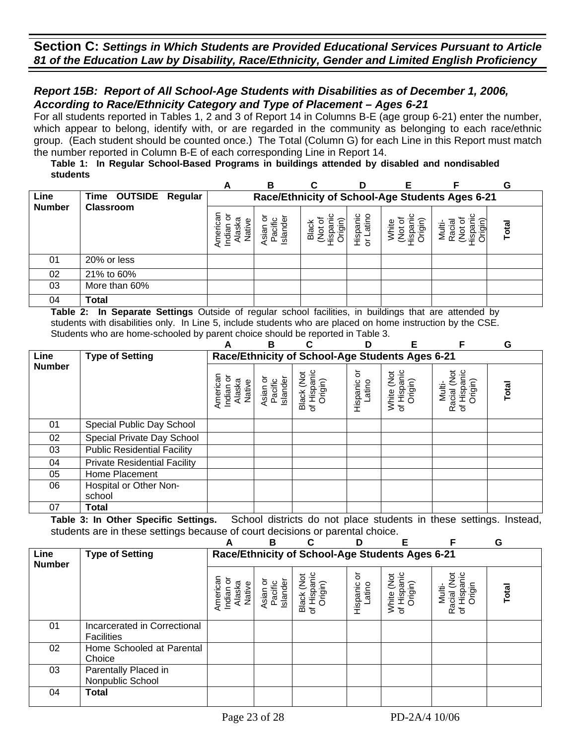## Section C: *Settings in Which Students are Provided Educational Services Pursuant to Article 81 of the Education Law by Disability, Race/Ethnicity, Gender and Limited English Proficiency*

### *Report 15B: Report of All School-Age Students with Disabilities as of December 1, 2006, According to Race/Ethnicity Category and Type of Placement – Ages 6-21*

For all students reported in Tables 1, 2 and 3 of Report 14 in Columns B-E (age group 6-21) enter the number, which appear to belong, identify with, or are regarded in the community as belonging to each race/ethnic group. (Each student should be counted once.) The Total (Column G) for each Line in this Report must match the number reported in Column B-E of each corresponding Line in Report 14.

**Table 1: In Regular School-Based Programs in buildings attended by disabled and nondisabled students**

| | | A | B | C | D | E | F | G |
|---|---|---|---|---|---|---|---|---|
| **Line Number** | **Time OUTSIDE Regular Classroom** | **Race/Ethnicity of School-Age Students Ages 6-21** | | | | | | |
| | | American Indian or Alaska Native | Asian or Pacific Islander | Black (Not of Hispanic Origin) | Hispanic or Latino | White (Not of Hispanic Origin) | Multi-Racial (Not of Hispanic Origin) | **Total** |
| 01 | 20% or less | | | | | | | |
| 02 | 21% to 60% | | | | | | | |
| 03 | More than 60% | | | | | | | |
| 04 | **Total** | | | | | | | |

**Table 2: In Separate Settings** Outside of regular school facilities, in buildings that are attended by students with disabilities only. In Line 5, include students who are placed on home instruction by the CSE. Students who are home-schooled by parent choice should be reported in Table 3.

| | | A | B | C | D | E | F | G |
|---|---|---|---|---|---|---|---|---|
| **Line Number** | **Type of Setting** | **Race/Ethnicity of School-Age Students Ages 6-21** | | | | | | |
| | | American Indian or Alaska Native | Asian or Pacific Islander | Black (Not of Hispanic Origin) | Hispanic or Latino | White (Not of Hispanic Origin) | Multi-Racial (Not of Hispanic Origin) | **Total** |
| 01 | Special Public Day School | | | | | | | |
| 02 | Special Private Day School | | | | | | | |
| 03 | Public Residential Facility | | | | | | | |
| 04 | Private Residential Facility | | | | | | | |
| 05 | Home Placement | | | | | | | |
| 06 | Hospital or Other Non-school | | | | | | | |
| 07 | **Total** | | | | | | | |

**Table 3: In Other Specific Settings.** School districts do not place students in these settings. Instead, students are in these settings because of court decisions or parental choice.

| | | A | B | C | D | E | F | G |
|---|---|---|---|---|---|---|---|---|
| **Line Number** | **Type of Setting** | **Race/Ethnicity of School-Age Students Ages 6-21** | | | | | | |
| | | American Indian or Alaska Native | Asian or Pacific Islander | Black (Not of Hispanic Origin) | Hispanic or Latino | White (Not of Hispanic Origin) | Multi-Racial (Not of Hispanic Origin | **Total** |
| 01 | Incarcerated in Correctional Facilities | | | | | | | |
| 02 | Home Schooled at Parental Choice | | | | | | | |
| 03 | Parentally Placed in Nonpublic School | | | | | | | |
| 04 | **Total** | | | | | | | |

PD-2A/4 10/06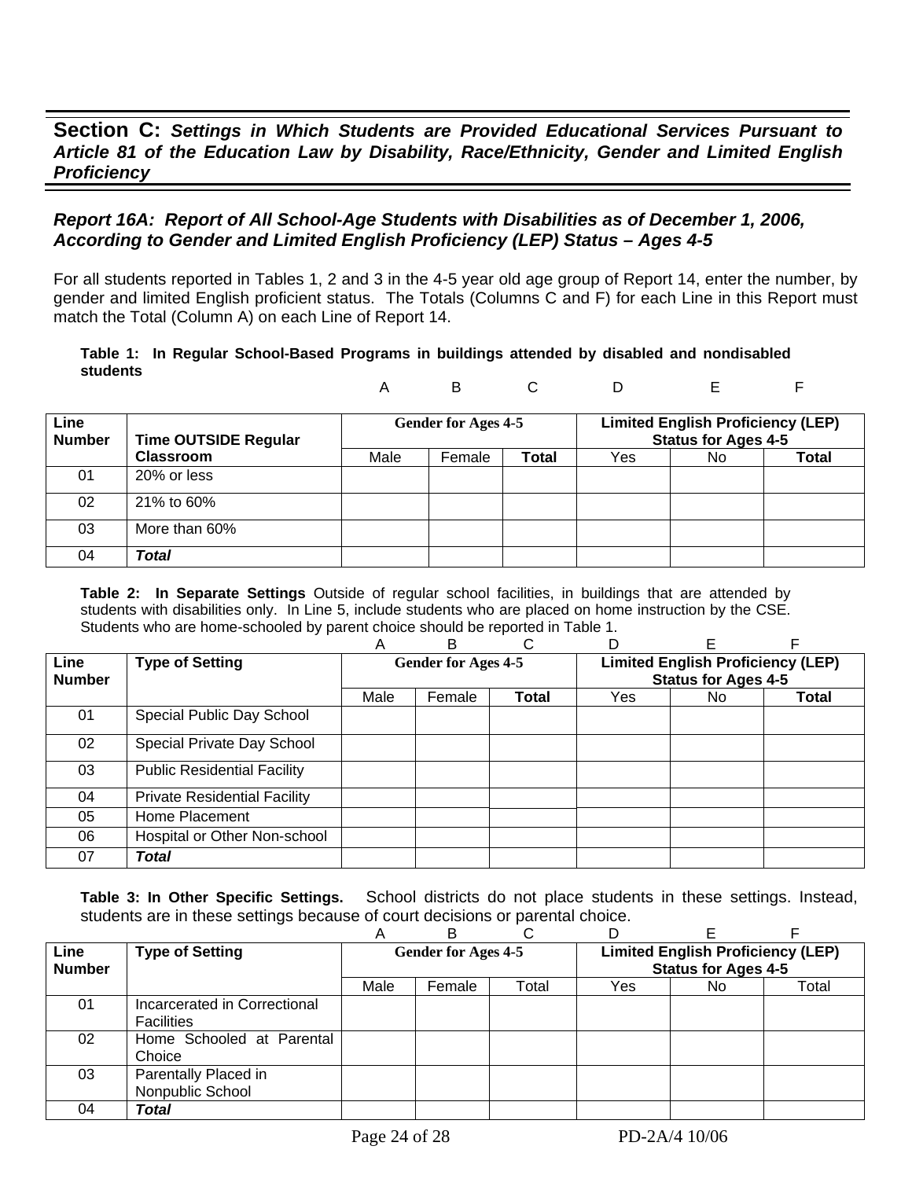## Section C: *Settings in Which Students are Provided Educational Services Pursuant to Article 81 of the Education Law by Disability, Race/Ethnicity, Gender and Limited English Proficiency*

### *Report 16A: Report of All School-Age Students with Disabilities as of December 1, 2006, According to Gender and Limited English Proficiency (LEP) Status – Ages 4-5*

For all students reported in Tables 1, 2 and 3 in the 4-5 year old age group of Report 14, enter the number, by gender and limited English proficient status. The Totals (Columns C and F) for each Line in this Report must match the Total (Column A) on each Line of Report 14.

**Table 1: In Regular School-Based Programs in buildings attended by disabled and nondisabled students**

| | | A | B | C | D | E | F |
|---|---|---|---|---|---|---|---|
| **Line Number** | **Time OUTSIDE Regular Classroom** | **Gender for Ages 4-5** | | | **Limited English Proficiency (LEP) Status for Ages 4-5** | | |
| | | Male | Female | **Total** | Yes | No | **Total** |
| 01 | 20% or less | | | | | | |
| 02 | 21% to 60% | | | | | | |
| 03 | More than 60% | | | | | | |
| 04 | ***Total*** | | | | | | |

**Table 2: In Separate Settings** Outside of regular school facilities, in buildings that are attended by students with disabilities only. In Line 5, include students who are placed on home instruction by the CSE. Students who are home-schooled by parent choice should be reported in Table 1.

| | | A | B | C | D | E | F |
|---|---|---|---|---|---|---|---|
| **Line Number** | **Type of Setting** | **Gender for Ages 4-5** | | | **Limited English Proficiency (LEP) Status for Ages 4-5** | | |
| | | Male | Female | **Total** | Yes | No | **Total** |
| 01 | Special Public Day School | | | | | | |
| 02 | Special Private Day School | | | | | | |
| 03 | Public Residential Facility | | | | | | |
| 04 | Private Residential Facility | | | | | | |
| 05 | Home Placement | | | | | | |
| 06 | Hospital or Other Non-school | | | | | | |
| 07 | ***Total*** | | | | | | |

**Table 3: In Other Specific Settings.** School districts do not place students in these settings. Instead, students are in these settings because of court decisions or parental choice.

| | | A | B | C | D | E | F |
|---|---|---|---|---|---|---|---|
| **Line Number** | **Type of Setting** | **Gender for Ages 4-5** | | | **Limited English Proficiency (LEP) Status for Ages 4-5** | | |
| | | Male | Female | Total | Yes | No | Total |
| 01 | Incarcerated in Correctional Facilities | | | | | | |
| 02 | Home Schooled at Parental Choice | | | | | | |
| 03 | Parentally Placed in Nonpublic School | | | | | | |
| 04 | ***Total*** | | | | | | |

PD-2A/4 10/06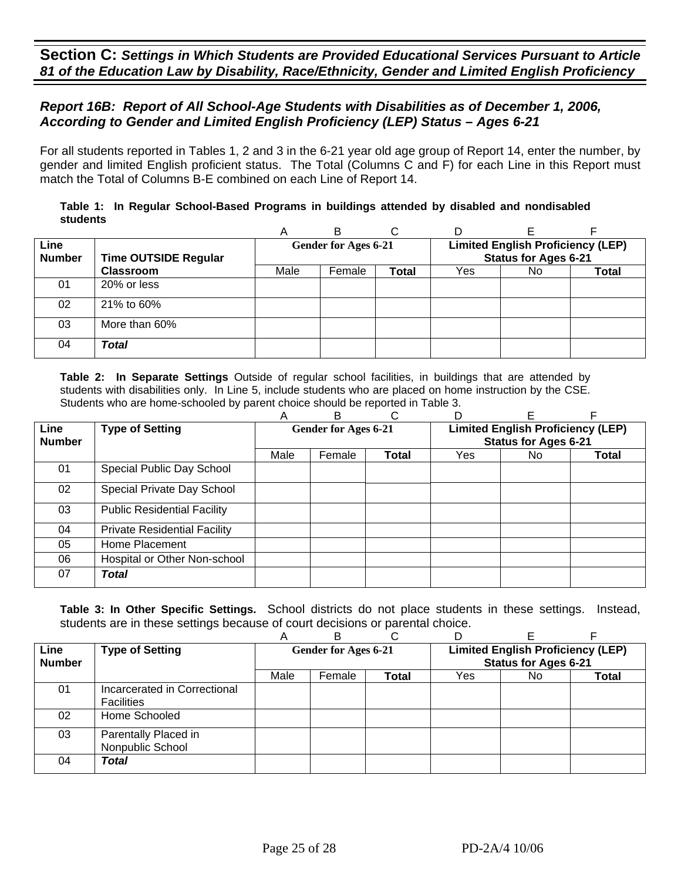## Section C: *Settings in Which Students are Provided Educational Services Pursuant to Article 81 of the Education Law by Disability, Race/Ethnicity, Gender and Limited English Proficiency*

### *Report 16B: Report of All School-Age Students with Disabilities as of December 1, 2006, According to Gender and Limited English Proficiency (LEP) Status – Ages 6-21*

For all students reported in Tables 1, 2 and 3 in the 6-21 year old age group of Report 14, enter the number, by gender and limited English proficient status. The Total (Columns C and F) for each Line in this Report must match the Total of Columns B-E combined on each Line of Report 14.

**Table 1: In Regular School-Based Programs in buildings attended by disabled and nondisabled students**

| | | A | B | C | D | E | F |
|---|---|---|---|---|---|---|---|
| **Line Number** | **Time OUTSIDE Regular Classroom** | **Gender for Ages 6-21** | | | **Limited English Proficiency (LEP) Status for Ages 6-21** | | |
| | | Male | Female | **Total** | Yes | No | **Total** |
| 01 | 20% or less | | | | | | |
| 02 | 21% to 60% | | | | | | |
| 03 | More than 60% | | | | | | |
| 04 | ***Total*** | | | | | | |

**Table 2: In Separate Settings** Outside of regular school facilities, in buildings that are attended by students with disabilities only. In Line 5, include students who are placed on home instruction by the CSE. Students who are home-schooled by parent choice should be reported in Table 3.

| | | A | B | C | D | E | F |
|---|---|---|---|---|---|---|---|
| **Line Number** | **Type of Setting** | **Gender for Ages 6-21** | | | **Limited English Proficiency (LEP) Status for Ages 6-21** | | |
| | | Male | Female | **Total** | Yes | No | **Total** |
| 01 | Special Public Day School | | | | | | |
| 02 | Special Private Day School | | | | | | |
| 03 | Public Residential Facility | | | | | | |
| 04 | Private Residential Facility | | | | | | |
| 05 | Home Placement | | | | | | |
| 06 | Hospital or Other Non-school | | | | | | |
| 07 | ***Total*** | | | | | | |

**Table 3: In Other Specific Settings.** School districts do not place students in these settings. Instead, students are in these settings because of court decisions or parental choice.

| | | A | B | C | D | E | F |
|---|---|---|---|---|---|---|---|
| **Line Number** | **Type of Setting** | **Gender for Ages 6-21** | | | **Limited English Proficiency (LEP) Status for Ages 6-21** | | |
| | | Male | Female | **Total** | Yes | No | **Total** |
| 01 | Incarcerated in Correctional Facilities | | | | | | |
| 02 | Home Schooled | | | | | | |
| 03 | Parentally Placed in Nonpublic School | | | | | | |
| 04 | ***Total*** | | | | | | |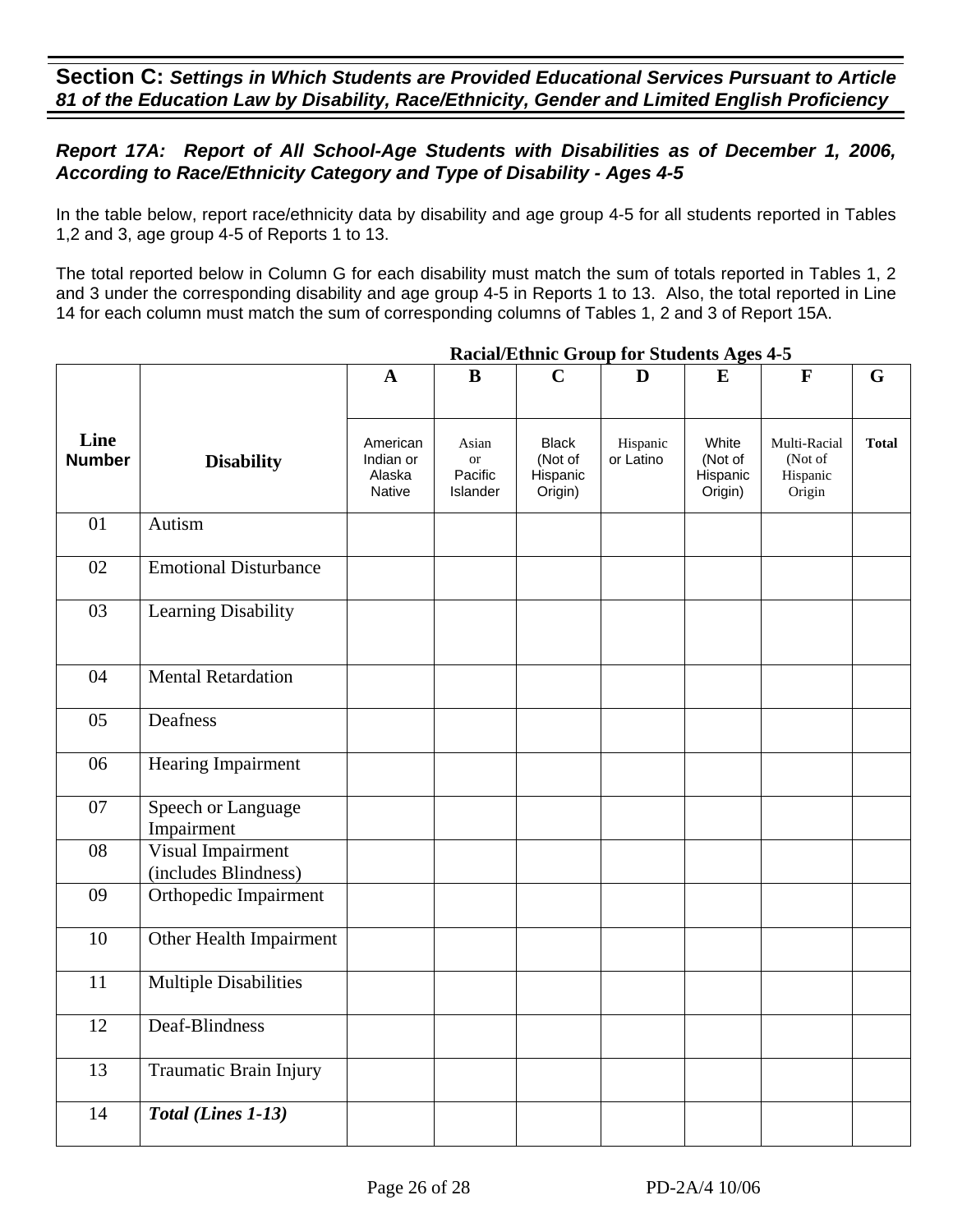## Section C: *Settings in Which Students are Provided Educational Services Pursuant to Article 81 of the Education Law by Disability, Race/Ethnicity, Gender and Limited English Proficiency*

### *Report 17A: Report of All School-Age Students with Disabilities as of December 1, 2006, According to Race/Ethnicity Category and Type of Disability - Ages 4-5*

In the table below, report race/ethnicity data by disability and age group 4-5 for all students reported in Tables 1,2 and 3, age group 4-5 of Reports 1 to 13.

The total reported below in Column G for each disability must match the sum of totals reported in Tables 1, 2 and 3 under the corresponding disability and age group 4-5 in Reports 1 to 13. Also, the total reported in Line 14 for each column must match the sum of corresponding columns of Tables 1, 2 and 3 of Report 15A.

**Racial/Ethnic Group for Students Ages 4-5**

| | | A | B | C | D | E | F | G |
|---|---|---|---|---|---|---|---|---|
| **Line Number** | **Disability** | American Indian or Alaska Native | Asian or Pacific Islander | Black (Not of Hispanic Origin) | Hispanic or Latino | White (Not of Hispanic Origin) | Multi-Racial (Not of Hispanic Origin | **Total** |
| 01 | Autism | | | | | | | |
| 02 | Emotional Disturbance | | | | | | | |
| 03 | Learning Disability | | | | | | | |
| 04 | Mental Retardation | | | | | | | |
| 05 | Deafness | | | | | | | |
| 06 | Hearing Impairment | | | | | | | |
| 07 | Speech or Language Impairment | | | | | | | |
| 08 | Visual Impairment (includes Blindness) | | | | | | | |
| 09 | Orthopedic Impairment | | | | | | | |
| 10 | Other Health Impairment | | | | | | | |
| 11 | Multiple Disabilities | | | | | | | |
| 12 | Deaf-Blindness | | | | | | | |
| 13 | Traumatic Brain Injury | | | | | | | |
| 14 | ***Total (Lines 1-13)*** | | | | | | | |

PD-2A/4 10/06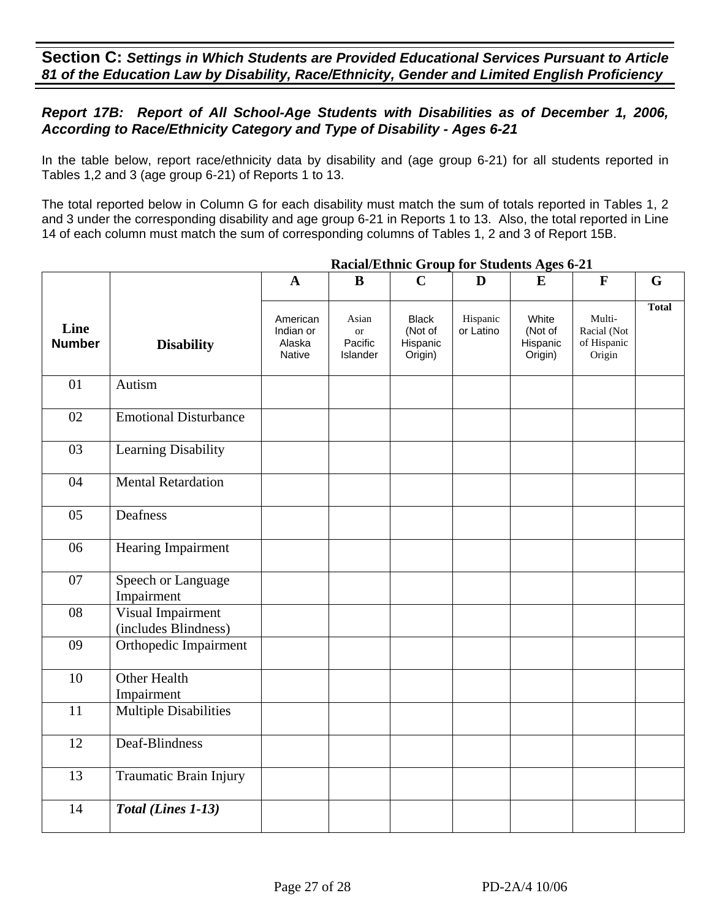## Section C: *Settings in Which Students are Provided Educational Services Pursuant to Article 81 of the Education Law by Disability, Race/Ethnicity, Gender and Limited English Proficiency*

### *Report 17B: Report of All School-Age Students with Disabilities as of December 1, 2006, According to Race/Ethnicity Category and Type of Disability - Ages 6-21*

In the table below, report race/ethnicity data by disability and (age group 6-21) for all students reported in Tables 1,2 and 3 (age group 6-21) of Reports 1 to 13.

The total reported below in Column G for each disability must match the sum of totals reported in Tables 1, 2 and 3 under the corresponding disability and age group 6-21 in Reports 1 to 13. Also, the total reported in Line 14 of each column must match the sum of corresponding columns of Tables 1, 2 and 3 of Report 15B.

| | | Racial/Ethnic Group for Students Ages 6-21 | | | | | | |
|---|---|---|---|---|---|---|---|---|
| | | **A** | **B** | **C** | **D** | **E** | **F** | **G** |
| **Line Number** | **Disability** | American Indian or Alaska Native | Asian or Pacific Islander | Black (Not of Hispanic Origin) | Hispanic or Latino | White (Not of Hispanic Origin) | Multi-Racial (Not of Hispanic Origin | **Total** |
| 01 | Autism | | | | | | | |
| 02 | Emotional Disturbance | | | | | | | |
| 03 | Learning Disability | | | | | | | |
| 04 | Mental Retardation | | | | | | | |
| 05 | Deafness | | | | | | | |
| 06 | Hearing Impairment | | | | | | | |
| 07 | Speech or Language Impairment | | | | | | | |
| 08 | Visual Impairment (includes Blindness) | | | | | | | |
| 09 | Orthopedic Impairment | | | | | | | |
| 10 | Other Health Impairment | | | | | | | |
| 11 | Multiple Disabilities | | | | | | | |
| 12 | Deaf-Blindness | | | | | | | |
| 13 | Traumatic Brain Injury | | | | | | | |
| 14 | ***Total (Lines 1-13)*** | | | | | | | |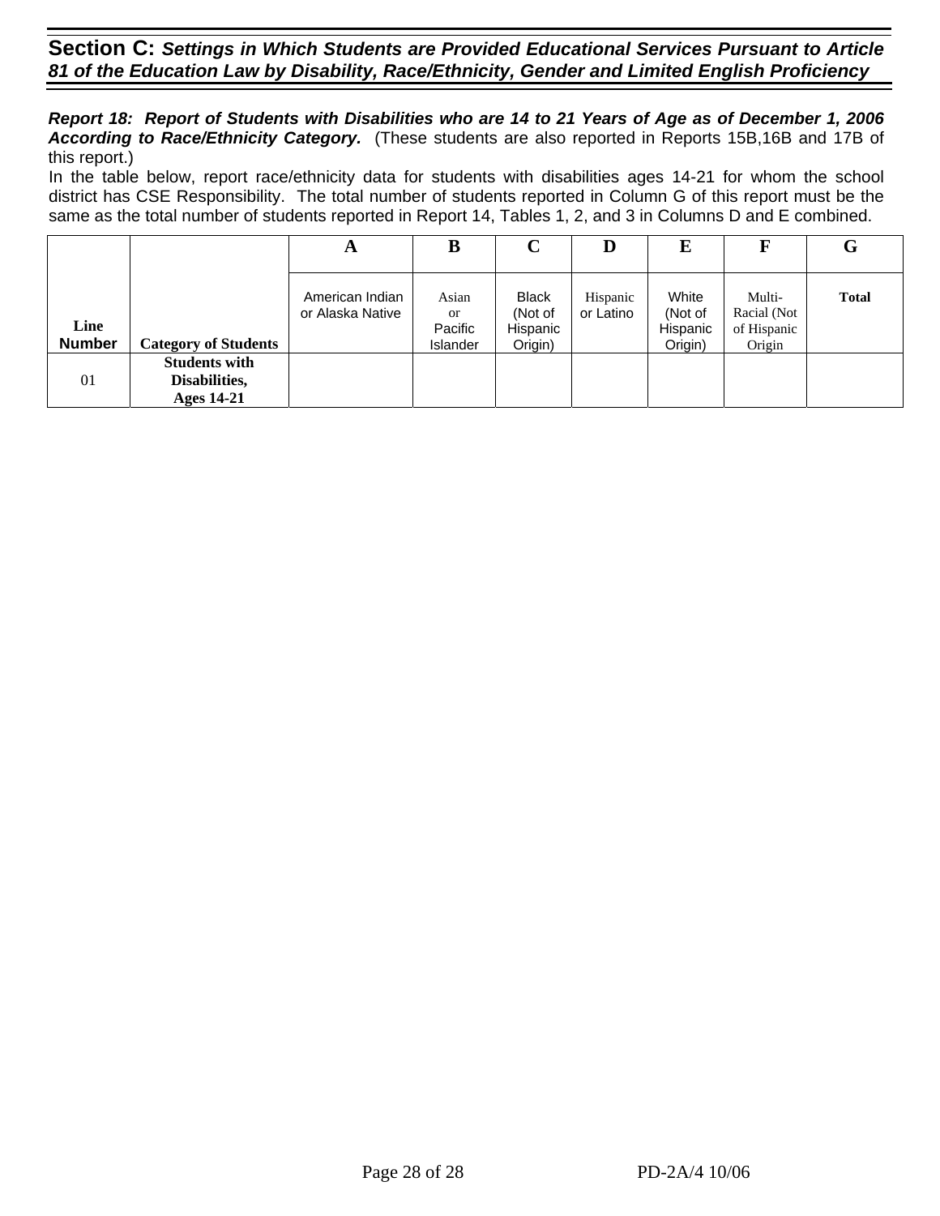## Section C: *Settings in Which Students are Provided Educational Services Pursuant to Article 81 of the Education Law by Disability, Race/Ethnicity, Gender and Limited English Proficiency*

***Report 18: Report of Students with Disabilities who are 14 to 21 Years of Age as of December 1, 2006 According to Race/Ethnicity Category.*** (These students are also reported in Reports 15B,16B and 17B of this report.)

In the table below, report race/ethnicity data for students with disabilities ages 14-21 for whom the school district has CSE Responsibility. The total number of students reported in Column G of this report must be the same as the total number of students reported in Report 14, Tables 1, 2, and 3 in Columns D and E combined.

| | | A | B | C | D | E | F | G |
|---|---|---|---|---|---|---|---|---|
| **Line Number** | **Category of Students** | American Indian or Alaska Native | Asian or Pacific Islander | Black (Not of Hispanic Origin) | Hispanic or Latino | White (Not of Hispanic Origin) | Multi-Racial (Not of Hispanic Origin | **Total** |
| 01 | **Students with Disabilities, Ages 14-21** | | | | | | | |

PD-2A/4 10/06